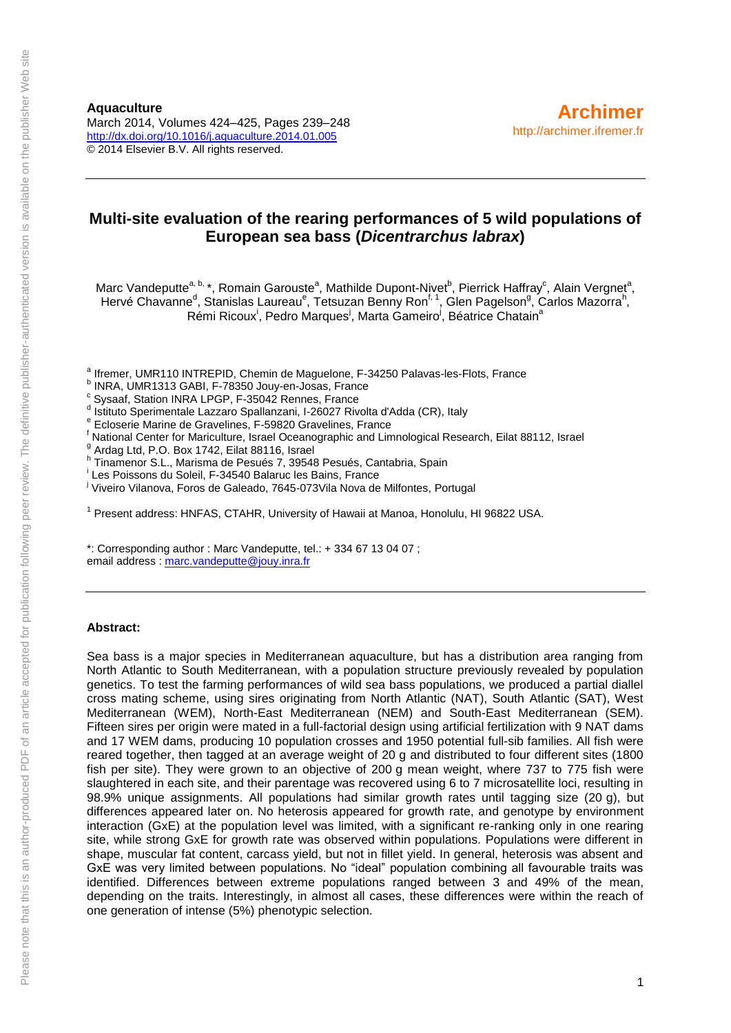**Aquaculture**
March 2014, Volumes 424–425, Pages 239–248
http://dx.doi.org/10.1016/j.aquaculture.2014.01.005
© 2014 Elsevier B.V. All rights reserved.

**Archimer**
http://archimer.ifremer.fr

# Multi-site evaluation of the rearing performances of 5 wild populations of European sea bass (*Dicentrarchus labrax*)

Marc Vandeputte[a, b, *], Romain Garouste[a], Mathilde Dupont-Nivet[b], Pierrick Haffray[c], Alain Vergnet[a], Hervé Chavanne[d], Stanislas Laureau[e], Tetsuzan Benny Ron[f, 1], Glen Pagelson[g], Carlos Mazorra[h], Rémi Ricoux[i], Pedro Marques[j], Marta Gameiro[j], Béatrice Chatain[a]

[a] Ifremer, UMR110 INTREPID, Chemin de Maguelone, F-34250 Palavas-les-Flots, France
[b] INRA, UMR1313 GABI, F-78350 Jouy-en-Josas, France
[c] Sysaaf, Station INRA LPGP, F-35042 Rennes, France
[d] Istituto Sperimentale Lazzaro Spallanzani, I-26027 Rivolta d'Adda (CR), Italy
[e] Ecloserie Marine de Gravelines, F-59820 Gravelines, France
[f] National Center for Mariculture, Israel Oceanographic and Limnological Research, Eilat 88112, Israel
[g] Ardag Ltd, P.O. Box 1742, Eilat 88116, Israel
[h] Tinamenor S.L., Marisma de Pesués 7, 39548 Pesués, Cantabria, Spain
[i] Les Poissons du Soleil, F-34540 Balaruc les Bains, France
[j] Viveiro Vilanova, Foros de Galeado, 7645-073Vila Nova de Milfontes, Portugal

[1] Present address: HNFAS, CTAHR, University of Hawaii at Manoa, Honolulu, HI 96822 USA.

*: Corresponding author : Marc Vandeputte, tel.: + 334 67 13 04 07 ;
email address : marc.vandeputte@jouy.inra.fr

## Abstract:

Sea bass is a major species in Mediterranean aquaculture, but has a distribution area ranging from North Atlantic to South Mediterranean, with a population structure previously revealed by population genetics. To test the farming performances of wild sea bass populations, we produced a partial diallel cross mating scheme, using sires originating from North Atlantic (NAT), South Atlantic (SAT), West Mediterranean (WEM), North-East Mediterranean (NEM) and South-East Mediterranean (SEM). Fifteen sires per origin were mated in a full-factorial design using artificial fertilization with 9 NAT dams and 17 WEM dams, producing 10 population crosses and 1950 potential full-sib families. All fish were reared together, then tagged at an average weight of 20 g and distributed to four different sites (1800 fish per site). They were grown to an objective of 200 g mean weight, where 737 to 775 fish were slaughtered in each site, and their parentage was recovered using 6 to 7 microsatellite loci, resulting in 98.9% unique assignments. All populations had similar growth rates until tagging size (20 g), but differences appeared later on. No heterosis appeared for growth rate, and genotype by environment interaction (GxE) at the population level was limited, with a significant re-ranking only in one rearing site, while strong GxE for growth rate was observed within populations. Populations were different in shape, muscular fat content, carcass yield, but not in fillet yield. In general, heterosis was absent and GxE was very limited between populations. No "ideal" population combining all favourable traits was identified. Differences between extreme populations ranged between 3 and 49% of the mean, depending on the traits. Interestingly, in almost all cases, these differences were within the reach of one generation of intense (5%) phenotypic selection.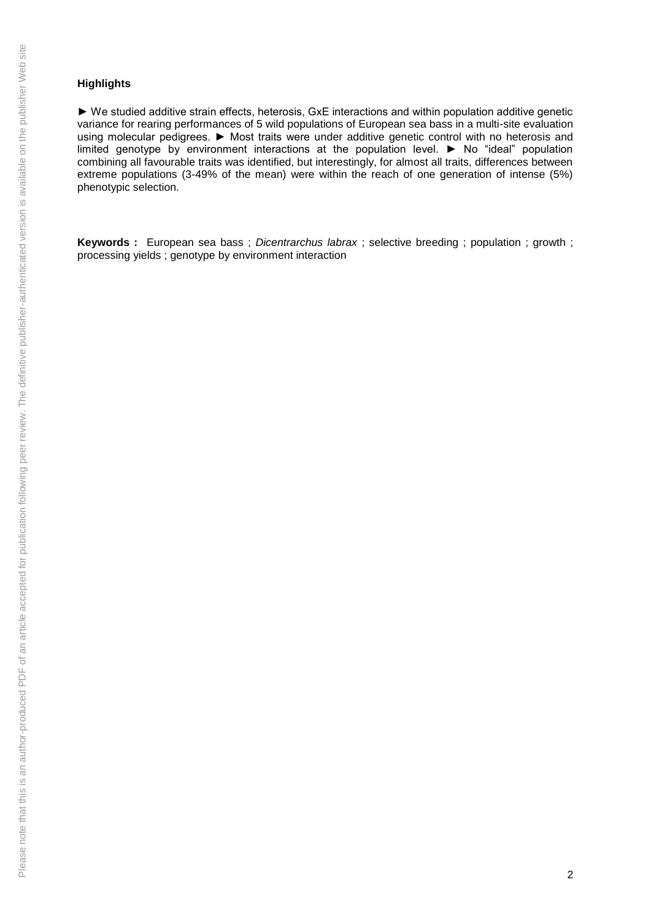**Highlights**

► We studied additive strain effects, heterosis, GxE interactions and within population additive genetic variance for rearing performances of 5 wild populations of European sea bass in a multi-site evaluation using molecular pedigrees. ► Most traits were under additive genetic control with no heterosis and limited genotype by environment interactions at the population level. ► No "ideal" population combining all favourable traits was identified, but interestingly, for almost all traits, differences between extreme populations (3-49% of the mean) were within the reach of one generation of intense (5%) phenotypic selection.

**Keywords :** European sea bass ; *Dicentrarchus labrax* ; selective breeding ; population ; growth ; processing yields ; genotype by environment interaction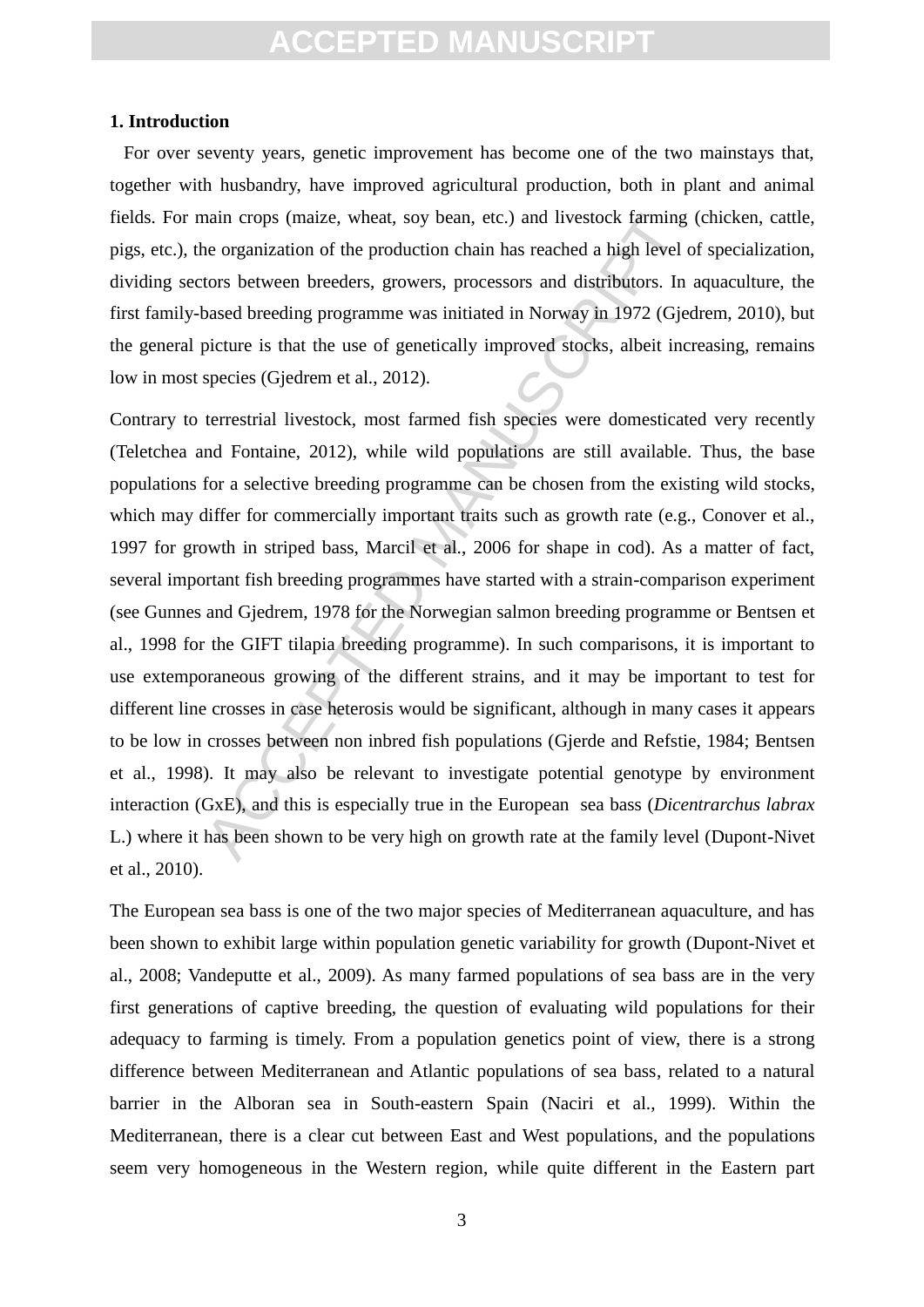**1. Introduction**

For over seventy years, genetic improvement has become one of the two mainstays that, together with husbandry, have improved agricultural production, both in plant and animal fields. For main crops (maize, wheat, soy bean, etc.) and livestock farming (chicken, cattle, pigs, etc.), the organization of the production chain has reached a high level of specialization, dividing sectors between breeders, growers, processors and distributors. In aquaculture, the first family-based breeding programme was initiated in Norway in 1972 (Gjedrem, 2010), but the general picture is that the use of genetically improved stocks, albeit increasing, remains low in most species (Gjedrem et al., 2012).

Contrary to terrestrial livestock, most farmed fish species were domesticated very recently (Teletchea and Fontaine, 2012), while wild populations are still available. Thus, the base populations for a selective breeding programme can be chosen from the existing wild stocks, which may differ for commercially important traits such as growth rate (e.g., Conover et al., 1997 for growth in striped bass, Marcil et al., 2006 for shape in cod). As a matter of fact, several important fish breeding programmes have started with a strain-comparison experiment (see Gunnes and Gjedrem, 1978 for the Norwegian salmon breeding programme or Bentsen et al., 1998 for the GIFT tilapia breeding programme). In such comparisons, it is important to use extemporaneous growing of the different strains, and it may be important to test for different line crosses in case heterosis would be significant, although in many cases it appears to be low in crosses between non inbred fish populations (Gjerde and Refstie, 1984; Bentsen et al., 1998). It may also be relevant to investigate potential genotype by environment interaction (GxE), and this is especially true in the European sea bass (*Dicentrarchus labrax* L.) where it has been shown to be very high on growth rate at the family level (Dupont-Nivet et al., 2010).

The European sea bass is one of the two major species of Mediterranean aquaculture, and has been shown to exhibit large within population genetic variability for growth (Dupont-Nivet et al., 2008; Vandeputte et al., 2009). As many farmed populations of sea bass are in the very first generations of captive breeding, the question of evaluating wild populations for their adequacy to farming is timely. From a population genetics point of view, there is a strong difference between Mediterranean and Atlantic populations of sea bass, related to a natural barrier in the Alboran sea in South-eastern Spain (Naciri et al., 1999). Within the Mediterranean, there is a clear cut between East and West populations, and the populations seem very homogeneous in the Western region, while quite different in the Eastern part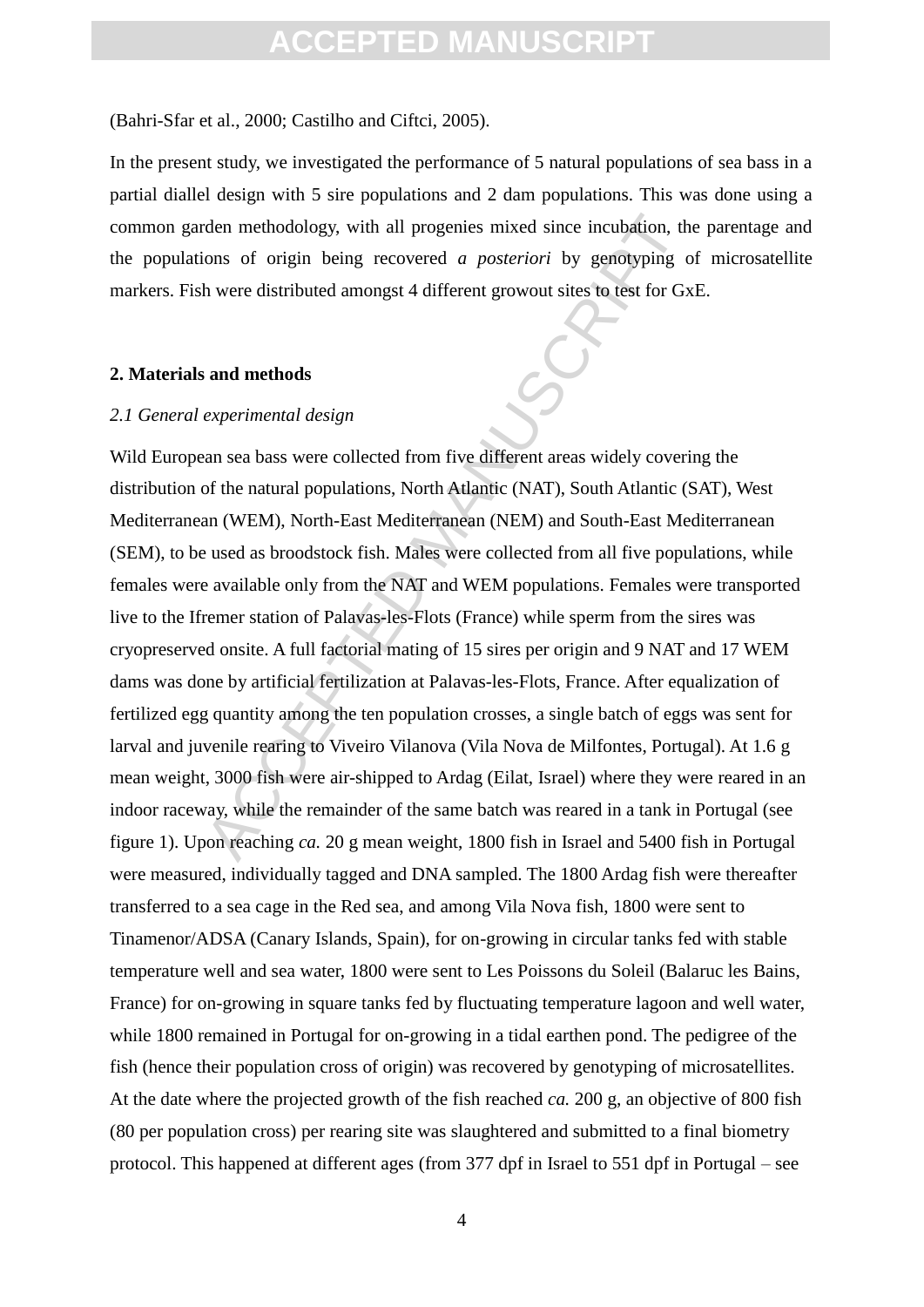(Bahri-Sfar et al., 2000; Castilho and Ciftci, 2005).

In the present study, we investigated the performance of 5 natural populations of sea bass in a partial diallel design with 5 sire populations and 2 dam populations. This was done using a common garden methodology, with all progenies mixed since incubation, the parentage and the populations of origin being recovered *a posteriori* by genotyping of microsatellite markers. Fish were distributed amongst 4 different growout sites to test for GxE.

## 2. Materials and methods

### *2.1 General experimental design*

Wild European sea bass were collected from five different areas widely covering the distribution of the natural populations, North Atlantic (NAT), South Atlantic (SAT), West Mediterranean (WEM), North-East Mediterranean (NEM) and South-East Mediterranean (SEM), to be used as broodstock fish. Males were collected from all five populations, while females were available only from the NAT and WEM populations. Females were transported live to the Ifremer station of Palavas-les-Flots (France) while sperm from the sires was cryopreserved onsite. A full factorial mating of 15 sires per origin and 9 NAT and 17 WEM dams was done by artificial fertilization at Palavas-les-Flots, France. After equalization of fertilized egg quantity among the ten population crosses, a single batch of eggs was sent for larval and juvenile rearing to Viveiro Vilanova (Vila Nova de Milfontes, Portugal). At 1.6 g mean weight, 3000 fish were air-shipped to Ardag (Eilat, Israel) where they were reared in an indoor raceway, while the remainder of the same batch was reared in a tank in Portugal (see figure 1). Upon reaching *ca.* 20 g mean weight, 1800 fish in Israel and 5400 fish in Portugal were measured, individually tagged and DNA sampled. The 1800 Ardag fish were thereafter transferred to a sea cage in the Red sea, and among Vila Nova fish, 1800 were sent to Tinamenor/ADSA (Canary Islands, Spain), for on-growing in circular tanks fed with stable temperature well and sea water, 1800 were sent to Les Poissons du Soleil (Balaruc les Bains, France) for on-growing in square tanks fed by fluctuating temperature lagoon and well water, while 1800 remained in Portugal for on-growing in a tidal earthen pond. The pedigree of the fish (hence their population cross of origin) was recovered by genotyping of microsatellites. At the date where the projected growth of the fish reached *ca.* 200 g, an objective of 800 fish (80 per population cross) per rearing site was slaughtered and submitted to a final biometry protocol. This happened at different ages (from 377 dpf in Israel to 551 dpf in Portugal – see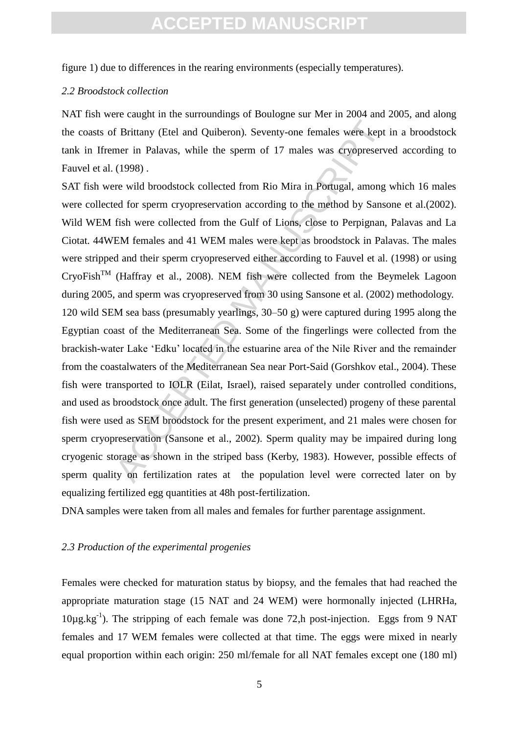figure 1) due to differences in the rearing environments (especially temperatures).

*2.2 Broodstock collection*

NAT fish were caught in the surroundings of Boulogne sur Mer in 2004 and 2005, and along the coasts of Brittany (Etel and Quiberon). Seventy-one females were kept in a broodstock tank in Ifremer in Palavas, while the sperm of 17 males was cryopreserved according to Fauvel et al. (1998) .

SAT fish were wild broodstock collected from Rio Mira in Portugal, among which 16 males were collected for sperm cryopreservation according to the method by Sansone et al.(2002). Wild WEM fish were collected from the Gulf of Lions, close to Perpignan, Palavas and La Ciotat. 44WEM females and 41 WEM males were kept as broodstock in Palavas. The males were stripped and their sperm cryopreserved either according to Fauvel et al. (1998) or using CryoFish$^{TM}$ (Haffray et al., 2008). NEM fish were collected from the Beymelek Lagoon during 2005, and sperm was cryopreserved from 30 using Sansone et al. (2002) methodology.

120 wild SEM sea bass (presumably yearlings, 30–50 g) were captured during 1995 along the Egyptian coast of the Mediterranean Sea. Some of the fingerlings were collected from the brackish-water Lake 'Edku' located in the estuarine area of the Nile River and the remainder from the coastalwaters of the Mediterranean Sea near Port-Said (Gorshkov etal., 2004). These fish were transported to IOLR (Eilat, Israel), raised separately under controlled conditions, and used as broodstock once adult. The first generation (unselected) progeny of these parental fish were used as SEM broodstock for the present experiment, and 21 males were chosen for sperm cryopreservation (Sansone et al., 2002). Sperm quality may be impaired during long cryogenic storage as shown in the striped bass (Kerby, 1983). However, possible effects of sperm quality on fertilization rates at the population level were corrected later on by equalizing fertilized egg quantities at 48h post-fertilization.

DNA samples were taken from all males and females for further parentage assignment.

*2.3 Production of the experimental progenies*

Females were checked for maturation status by biopsy, and the females that had reached the appropriate maturation stage (15 NAT and 24 WEM) were hormonally injected (LHRHa, 10µg.kg$^{-1}$). The stripping of each female was done 72,h post-injection. Eggs from 9 NAT females and 17 WEM females were collected at that time. The eggs were mixed in nearly equal proportion within each origin: 250 ml/female for all NAT females except one (180 ml)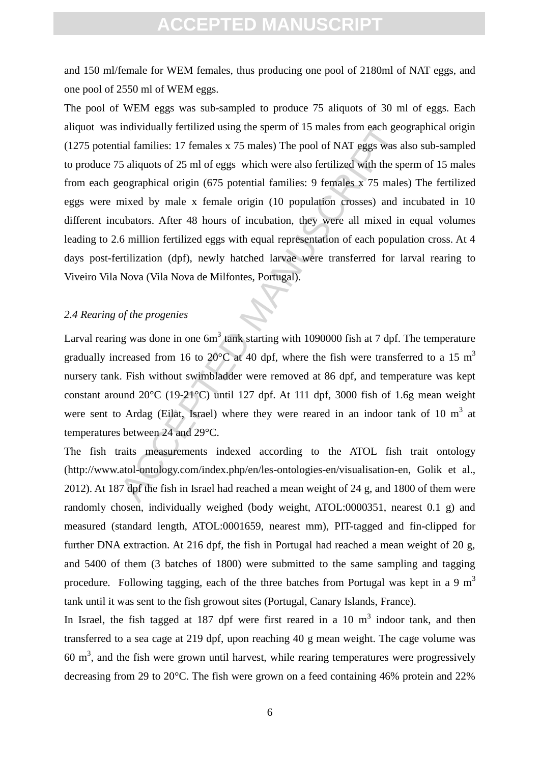and 150 ml/female for WEM females, thus producing one pool of 2180ml of NAT eggs, and one pool of 2550 ml of WEM eggs.

The pool of WEM eggs was sub-sampled to produce 75 aliquots of 30 ml of eggs. Each aliquot was individually fertilized using the sperm of 15 males from each geographical origin (1275 potential families: 17 females x 75 males) The pool of NAT eggs was also sub-sampled to produce 75 aliquots of 25 ml of eggs which were also fertilized with the sperm of 15 males from each geographical origin (675 potential families: 9 females x 75 males) The fertilized eggs were mixed by male x female origin (10 population crosses) and incubated in 10 different incubators. After 48 hours of incubation, they were all mixed in equal volumes leading to 2.6 million fertilized eggs with equal representation of each population cross. At 4 days post-fertilization (dpf), newly hatched larvae were transferred for larval rearing to Viveiro Vila Nova (Vila Nova de Milfontes, Portugal).

### *2.4 Rearing of the progenies*

Larval rearing was done in one 6m$^3$ tank starting with 1090000 fish at 7 dpf. The temperature gradually increased from 16 to 20°C at 40 dpf, where the fish were transferred to a 15 m$^3$ nursery tank. Fish without swimbladder were removed at 86 dpf, and temperature was kept constant around 20°C (19-21°C) until 127 dpf. At 111 dpf, 3000 fish of 1.6g mean weight were sent to Ardag (Eilat, Israel) where they were reared in an indoor tank of 10 m$^3$ at temperatures between 24 and 29°C.

The fish traits measurements indexed according to the ATOL fish trait ontology (http://www.atol-ontology.com/index.php/en/les-ontologies-en/visualisation-en, Golik et al., 2012). At 187 dpf the fish in Israel had reached a mean weight of 24 g, and 1800 of them were randomly chosen, individually weighed (body weight, ATOL:0000351, nearest 0.1 g) and measured (standard length, ATOL:0001659, nearest mm), PIT-tagged and fin-clipped for further DNA extraction. At 216 dpf, the fish in Portugal had reached a mean weight of 20 g, and 5400 of them (3 batches of 1800) were submitted to the same sampling and tagging procedure. Following tagging, each of the three batches from Portugal was kept in a 9 m$^3$ tank until it was sent to the fish growout sites (Portugal, Canary Islands, France).

In Israel, the fish tagged at 187 dpf were first reared in a 10 m$^3$ indoor tank, and then transferred to a sea cage at 219 dpf, upon reaching 40 g mean weight. The cage volume was 60 m$^3$, and the fish were grown until harvest, while rearing temperatures were progressively decreasing from 29 to 20°C. The fish were grown on a feed containing 46% protein and 22%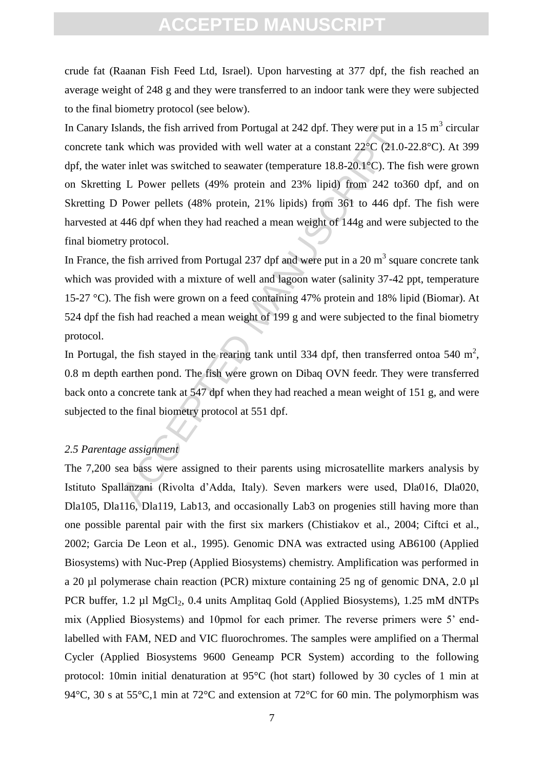crude fat (Raanan Fish Feed Ltd, Israel). Upon harvesting at 377 dpf, the fish reached an average weight of 248 g and they were transferred to an indoor tank were they were subjected to the final biometry protocol (see below).

In Canary Islands, the fish arrived from Portugal at 242 dpf. They were put in a 15 $m^3$ circular concrete tank which was provided with well water at a constant 22°C (21.0-22.8°C). At 399 dpf, the water inlet was switched to seawater (temperature 18.8-20.1°C). The fish were grown on Skretting L Power pellets (49% protein and 23% lipid) from 242 to360 dpf, and on Skretting D Power pellets (48% protein, 21% lipids) from 361 to 446 dpf. The fish were harvested at 446 dpf when they had reached a mean weight of 144g and were subjected to the final biometry protocol.

In France, the fish arrived from Portugal 237 dpf and were put in a 20 $m^3$ square concrete tank which was provided with a mixture of well and lagoon water (salinity 37-42 ppt, temperature 15-27 °C). The fish were grown on a feed containing 47% protein and 18% lipid (Biomar). At 524 dpf the fish had reached a mean weight of 199 g and were subjected to the final biometry protocol.

In Portugal, the fish stayed in the rearing tank until 334 dpf, then transferred ontoa 540 $m^2$, 0.8 m depth earthen pond. The fish were grown on Dibaq OVN feedr. They were transferred back onto a concrete tank at 547 dpf when they had reached a mean weight of 151 g, and were subjected to the final biometry protocol at 551 dpf.

*2.5 Parentage assignment*

The 7,200 sea bass were assigned to their parents using microsatellite markers analysis by Istituto Spallanzani (Rivolta d'Adda, Italy). Seven markers were used, Dla016, Dla020, Dla105, Dla116, Dla119, Lab13, and occasionally Lab3 on progenies still having more than one possible parental pair with the first six markers (Chistiakov et al., 2004; Ciftci et al., 2002; Garcia De Leon et al., 1995). Genomic DNA was extracted using AB6100 (Applied Biosystems) with Nuc-Prep (Applied Biosystems) chemistry. Amplification was performed in a 20 µl polymerase chain reaction (PCR) mixture containing 25 ng of genomic DNA, 2.0 µl PCR buffer, 1.2 µl $MgCl_2$, 0.4 units Amplitaq Gold (Applied Biosystems), 1.25 mM dNTPs mix (Applied Biosystems) and 10pmol for each primer. The reverse primers were 5' end-labelled with FAM, NED and VIC fluorochromes. The samples were amplified on a Thermal Cycler (Applied Biosystems 9600 Geneamp PCR System) according to the following protocol: 10min initial denaturation at 95°C (hot start) followed by 30 cycles of 1 min at 94°C, 30 s at 55°C,1 min at 72°C and extension at 72°C for 60 min. The polymorphism was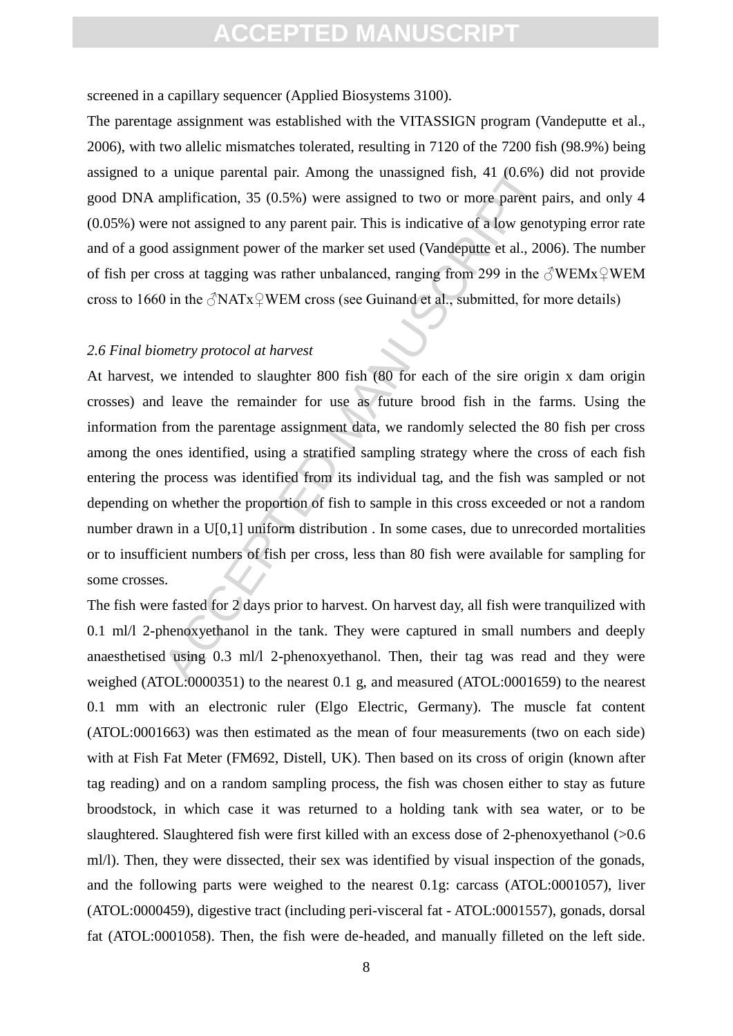screened in a capillary sequencer (Applied Biosystems 3100).

The parentage assignment was established with the VITASSIGN program (Vandeputte et al., 2006), with two allelic mismatches tolerated, resulting in 7120 of the 7200 fish (98.9%) being assigned to a unique parental pair. Among the unassigned fish, 41 (0.6%) did not provide good DNA amplification, 35 (0.5%) were assigned to two or more parent pairs, and only 4 (0.05%) were not assigned to any parent pair. This is indicative of a low genotyping error rate and of a good assignment power of the marker set used (Vandeputte et al., 2006). The number of fish per cross at tagging was rather unbalanced, ranging from 299 in the ♂WEMx♀WEM cross to 1660 in the ♂NATx♀WEM cross (see Guinand et al., submitted, for more details)

*2.6 Final biometry protocol at harvest*

At harvest, we intended to slaughter 800 fish (80 for each of the sire origin x dam origin crosses) and leave the remainder for use as future brood fish in the farms. Using the information from the parentage assignment data, we randomly selected the 80 fish per cross among the ones identified, using a stratified sampling strategy where the cross of each fish entering the process was identified from its individual tag, and the fish was sampled or not depending on whether the proportion of fish to sample in this cross exceeded or not a random number drawn in a U[0,1] uniform distribution . In some cases, due to unrecorded mortalities or to insufficient numbers of fish per cross, less than 80 fish were available for sampling for some crosses.

The fish were fasted for 2 days prior to harvest. On harvest day, all fish were tranquilized with 0.1 ml/l 2-phenoxyethanol in the tank. They were captured in small numbers and deeply anaesthetised using 0.3 ml/l 2-phenoxyethanol. Then, their tag was read and they were weighed (ATOL:0000351) to the nearest 0.1 g, and measured (ATOL:0001659) to the nearest 0.1 mm with an electronic ruler (Elgo Electric, Germany). The muscle fat content (ATOL:0001663) was then estimated as the mean of four measurements (two on each side) with at Fish Fat Meter (FM692, Distell, UK). Then based on its cross of origin (known after tag reading) and on a random sampling process, the fish was chosen either to stay as future broodstock, in which case it was returned to a holding tank with sea water, or to be slaughtered. Slaughtered fish were first killed with an excess dose of 2-phenoxyethanol (>0.6 ml/l). Then, they were dissected, their sex was identified by visual inspection of the gonads, and the following parts were weighed to the nearest 0.1g: carcass (ATOL:0001057), liver (ATOL:0000459), digestive tract (including peri-visceral fat - ATOL:0001557), gonads, dorsal fat (ATOL:0001058). Then, the fish were de-headed, and manually filleted on the left side.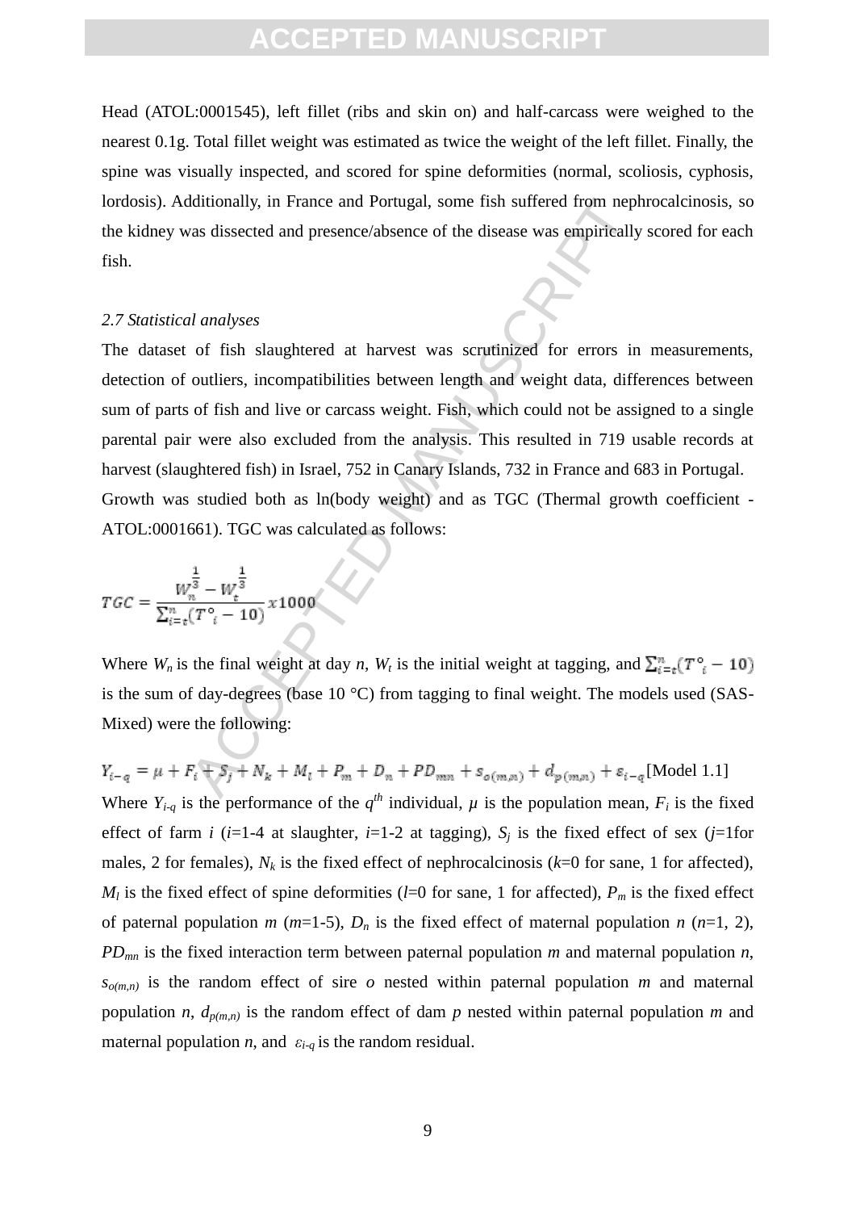Head (ATOL:0001545), left fillet (ribs and skin on) and half-carcass were weighed to the nearest 0.1g. Total fillet weight was estimated as twice the weight of the left fillet. Finally, the spine was visually inspected, and scored for spine deformities (normal, scoliosis, cyphosis, lordosis). Additionally, in France and Portugal, some fish suffered from nephrocalcinosis, so the kidney was dissected and presence/absence of the disease was empirically scored for each fish.

*2.7 Statistical analyses*

The dataset of fish slaughtered at harvest was scrutinized for errors in measurements, detection of outliers, incompatibilities between length and weight data, differences between sum of parts of fish and live or carcass weight. Fish, which could not be assigned to a single parental pair were also excluded from the analysis. This resulted in 719 usable records at harvest (slaughtered fish) in Israel, 752 in Canary Islands, 732 in France and 683 in Portugal.

Growth was studied both as ln(body weight) and as TGC (Thermal growth coefficient - ATOL:0001661). TGC was calculated as follows:

$$TGC = \frac{W_n^{\frac{1}{3}} - W_t^{\frac{1}{3}}}{\sum_{i=t}^{n}(T°_i - 10)} x1000$$

Where $W_n$ is the final weight at day $n$, $W_t$ is the initial weight at tagging, and $\sum_{i=t}^{n}(T°_i - 10)$ is the sum of day-degrees (base 10 °C) from tagging to final weight. The models used (SAS-Mixed) were the following:

$$Y_{i-q} = \mu + F_i + S_j + N_k + M_l + P_m + D_n + PD_{mn} + s_{o(m,n)} + d_{p(m,n)} + \varepsilon_{i-q} \text{[Model 1.1]}$$

Where $Y_{i-q}$ is the performance of the $q^{th}$ individual, $\mu$ is the population mean, $F_i$ is the fixed effect of farm $i$ ($i$=1-4 at slaughter, $i$=1-2 at tagging), $S_j$ is the fixed effect of sex ($j$=1for males, 2 for females), $N_k$ is the fixed effect of nephrocalcinosis ($k$=0 for sane, 1 for affected), $M_l$ is the fixed effect of spine deformities ($l$=0 for sane, 1 for affected), $P_m$ is the fixed effect of paternal population $m$ ($m$=1-5), $D_n$ is the fixed effect of maternal population $n$ ($n$=1, 2), $PD_{mn}$ is the fixed interaction term between paternal population $m$ and maternal population $n$, $s_{o(m,n)}$ is the random effect of sire $o$ nested within paternal population $m$ and maternal population $n$, $d_{p(m,n)}$ is the random effect of dam $p$ nested within paternal population $m$ and maternal population $n$, and $\varepsilon_{i-q}$ is the random residual.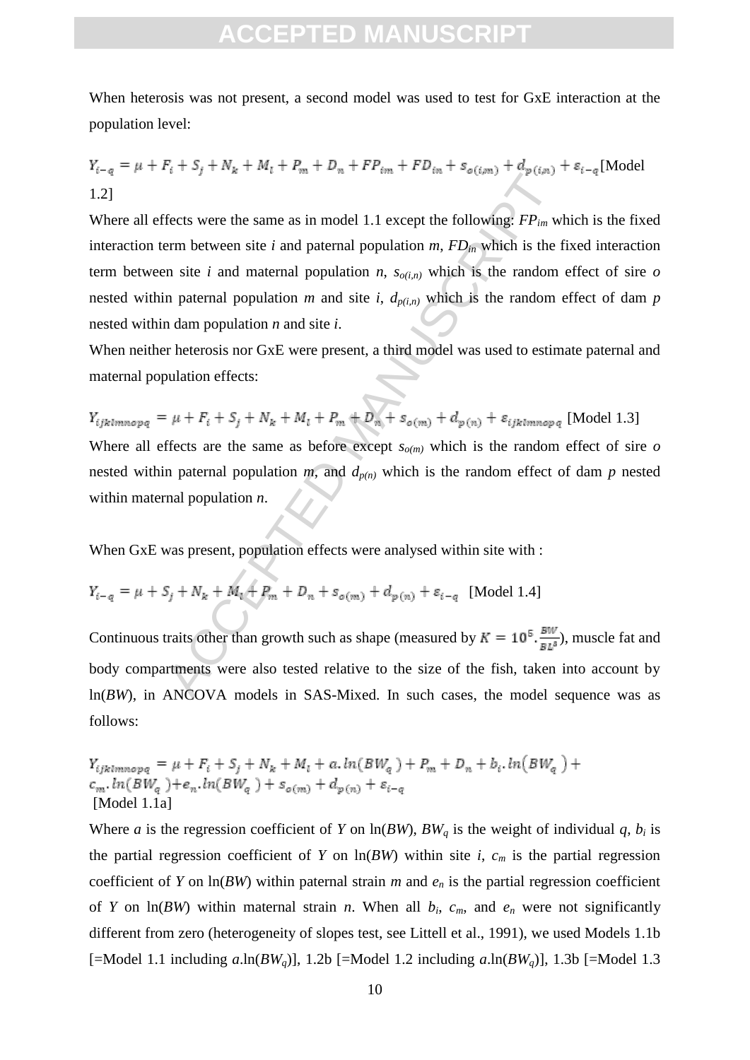When heterosis was not present, a second model was used to test for GxE interaction at the population level:

$$Y_{i-q} = \mu + F_i + S_j + N_k + M_l + P_m + D_n + FP_{im} + FD_{in} + s_{o(i,m)} + d_{p(i,n)} + \varepsilon_{i-q} \text{ [Model 1.2]}$$

Where all effects were the same as in model 1.1 except the following: $FP_{im}$ which is the fixed interaction term between site $i$ and paternal population $m$, $FD_{in}$ which is the fixed interaction term between site $i$ and maternal population $n$, $s_{o(i,n)}$ which is the random effect of sire $o$ nested within paternal population $m$ and site $i$, $d_{p(i,n)}$ which is the random effect of dam $p$ nested within dam population $n$ and site $i$.

When neither heterosis nor GxE were present, a third model was used to estimate paternal and maternal population effects:

$$Y_{ijklmnopq} = \mu + F_i + S_j + N_k + M_l + P_m + D_n + s_{o(m)} + d_{p(n)} + \varepsilon_{ijklmnopq} \text{ [Model 1.3]}$$

Where all effects are the same as before except $s_{o(m)}$ which is the random effect of sire $o$ nested within paternal population $m$, and $d_{p(n)}$ which is the random effect of dam $p$ nested within maternal population $n$.

When GxE was present, population effects were analysed within site with :

$$Y_{i-q} = \mu + S_j + N_k + M_l + P_m + D_n + s_{o(m)} + d_{p(n)} + \varepsilon_{i-q} \text{ [Model 1.4]}$$

Continuous traits other than growth such as shape (measured by $K = 10^5 . \frac{BW}{BL^3}$), muscle fat and body compartments were also tested relative to the size of the fish, taken into account by ln($BW$), in ANCOVA models in SAS-Mixed. In such cases, the model sequence was as follows:

$$Y_{ijklmnopq} = \mu + F_i + S_j + N_k + M_l + a.\ln(BW_q) + P_m + D_n + b_i.\ln(BW_q) + c_m.\ln(BW_q) + e_n.\ln(BW_q) + s_{o(m)} + d_{p(n)} + \varepsilon_{i-q}$$

[Model 1.1a]

Where $a$ is the regression coefficient of $Y$ on ln($BW$), $BW_q$ is the weight of individual $q$, $b_i$ is the partial regression coefficient of $Y$ on ln($BW$) within site $i$, $c_m$ is the partial regression coefficient of $Y$ on ln($BW$) within paternal strain $m$ and $e_n$ is the partial regression coefficient of $Y$ on ln($BW$) within maternal strain $n$. When all $b_i$, $c_m$, and $e_n$ were not significantly different from zero (heterogeneity of slopes test, see Littell et al., 1991), we used Models 1.1b [=Model 1.1 including $a$.ln($BW_q$)], 1.2b [=Model 1.2 including $a$.ln($BW_q$)], 1.3b [=Model 1.3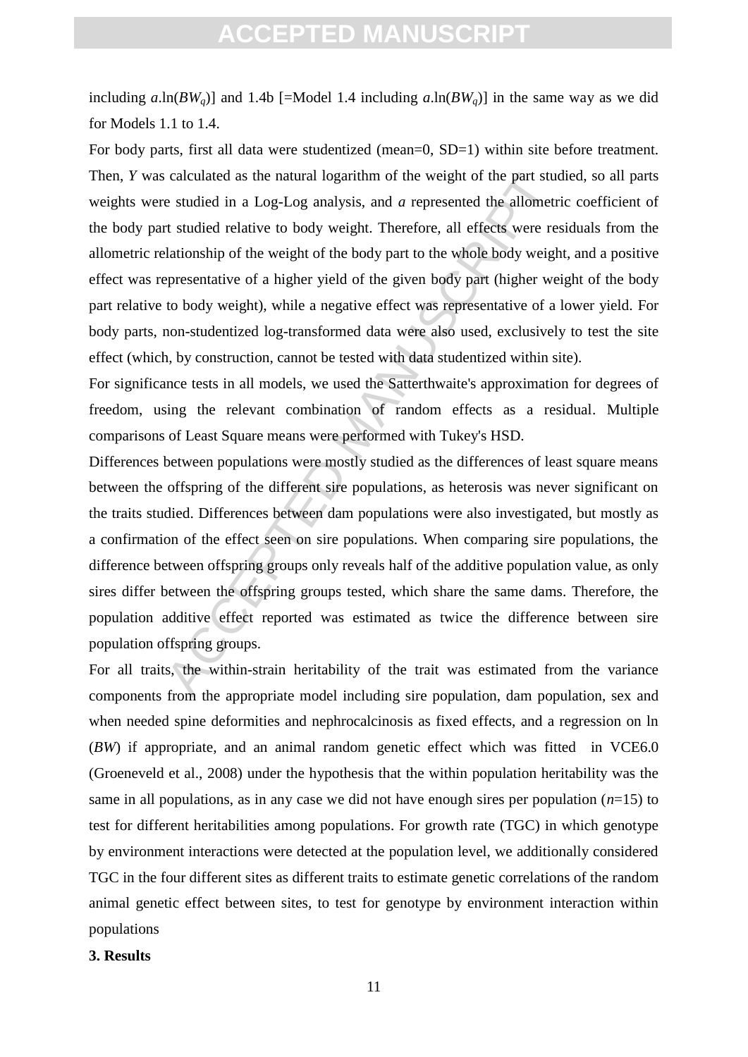including $a.\ln(BW_q)$] and 1.4b [=Model 1.4 including $a.\ln(BW_q)$] in the same way as we did for Models 1.1 to 1.4.

For body parts, first all data were studentized (mean=0, SD=1) within site before treatment. Then, $Y$ was calculated as the natural logarithm of the weight of the part studied, so all parts weights were studied in a Log-Log analysis, and $a$ represented the allometric coefficient of the body part studied relative to body weight. Therefore, all effects were residuals from the allometric relationship of the weight of the body part to the whole body weight, and a positive effect was representative of a higher yield of the given body part (higher weight of the body part relative to body weight), while a negative effect was representative of a lower yield. For body parts, non-studentized log-transformed data were also used, exclusively to test the site effect (which, by construction, cannot be tested with data studentized within site).

For significance tests in all models, we used the Satterthwaite's approximation for degrees of freedom, using the relevant combination of random effects as a residual. Multiple comparisons of Least Square means were performed with Tukey's HSD.

Differences between populations were mostly studied as the differences of least square means between the offspring of the different sire populations, as heterosis was never significant on the traits studied. Differences between dam populations were also investigated, but mostly as a confirmation of the effect seen on sire populations. When comparing sire populations, the difference between offspring groups only reveals half of the additive population value, as only sires differ between the offspring groups tested, which share the same dams. Therefore, the population additive effect reported was estimated as twice the difference between sire population offspring groups.

For all traits, the within-strain heritability of the trait was estimated from the variance components from the appropriate model including sire population, dam population, sex and when needed spine deformities and nephrocalcinosis as fixed effects, and a regression on ln ($BW$) if appropriate, and an animal random genetic effect which was fitted in VCE6.0 (Groeneveld et al., 2008) under the hypothesis that the within population heritability was the same in all populations, as in any case we did not have enough sires per population ($n$=15) to test for different heritabilities among populations. For growth rate (TGC) in which genotype by environment interactions were detected at the population level, we additionally considered TGC in the four different sites as different traits to estimate genetic correlations of the random animal genetic effect between sites, to test for genotype by environment interaction within populations

**3. Results**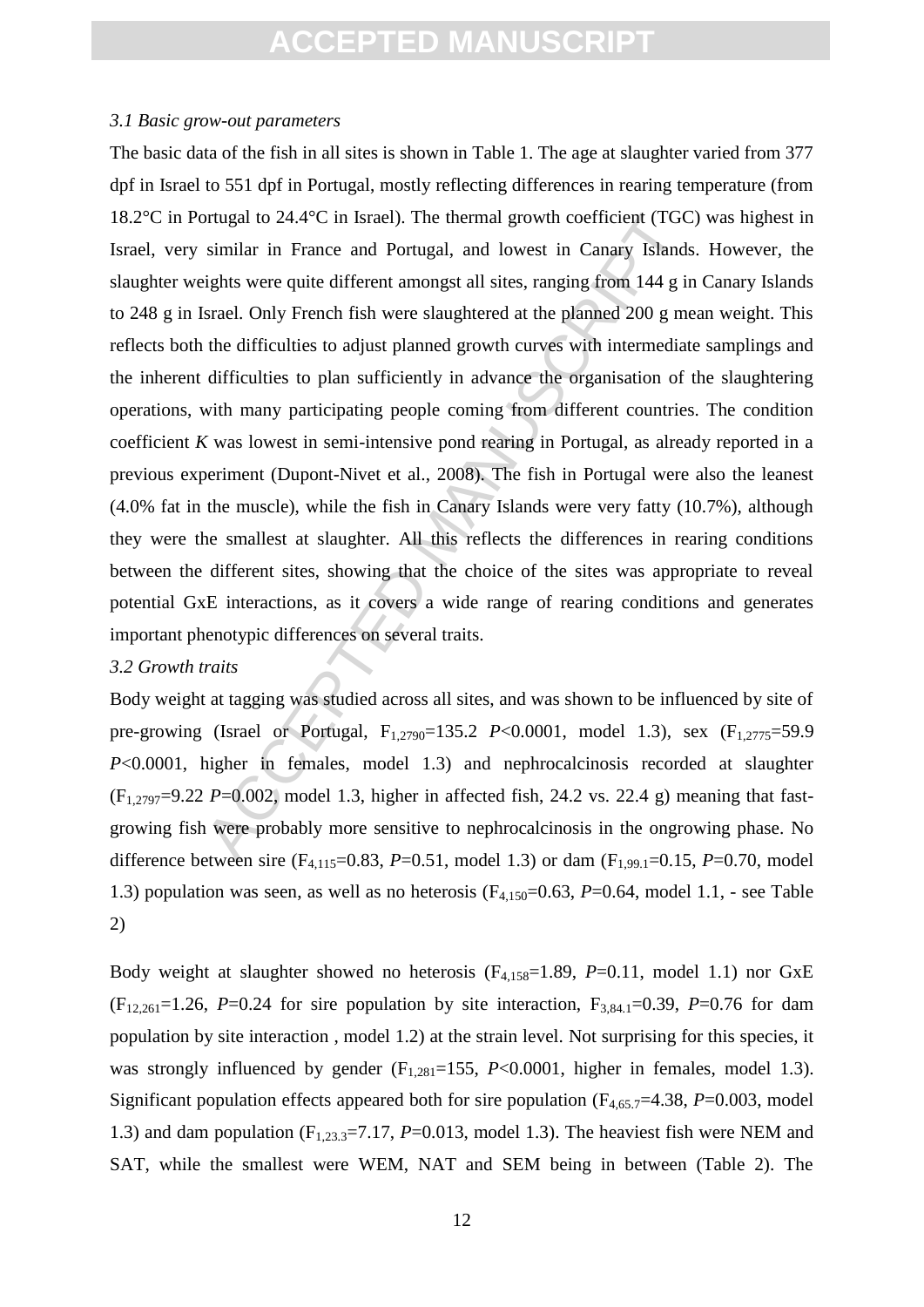### *3.1 Basic grow-out parameters*

The basic data of the fish in all sites is shown in Table 1. The age at slaughter varied from 377 dpf in Israel to 551 dpf in Portugal, mostly reflecting differences in rearing temperature (from 18.2°C in Portugal to 24.4°C in Israel). The thermal growth coefficient (TGC) was highest in Israel, very similar in France and Portugal, and lowest in Canary Islands. However, the slaughter weights were quite different amongst all sites, ranging from 144 g in Canary Islands to 248 g in Israel. Only French fish were slaughtered at the planned 200 g mean weight. This reflects both the difficulties to adjust planned growth curves with intermediate samplings and the inherent difficulties to plan sufficiently in advance the organisation of the slaughtering operations, with many participating people coming from different countries. The condition coefficient *K* was lowest in semi-intensive pond rearing in Portugal, as already reported in a previous experiment (Dupont-Nivet et al., 2008). The fish in Portugal were also the leanest (4.0% fat in the muscle), while the fish in Canary Islands were very fatty (10.7%), although they were the smallest at slaughter. All this reflects the differences in rearing conditions between the different sites, showing that the choice of the sites was appropriate to reveal potential GxE interactions, as it covers a wide range of rearing conditions and generates important phenotypic differences on several traits.

### *3.2 Growth traits*

Body weight at tagging was studied across all sites, and was shown to be influenced by site of pre-growing (Israel or Portugal, $F_{1,2790}$=135.2 $P$<0.0001, model 1.3), sex ($F_{1,2775}$=59.9 $P$<0.0001, higher in females, model 1.3) and nephrocalcinosis recorded at slaughter ($F_{1,2797}$=9.22 $P$=0.002, model 1.3, higher in affected fish, 24.2 vs. 22.4 g) meaning that fast-growing fish were probably more sensitive to nephrocalcinosis in the ongrowing phase. No difference between sire ($F_{4,115}$=0.83, $P$=0.51, model 1.3) or dam ($F_{1,99.1}$=0.15, $P$=0.70, model 1.3) population was seen, as well as no heterosis ($F_{4,150}$=0.63, $P$=0.64, model 1.1, - see Table 2)

Body weight at slaughter showed no heterosis ($F_{4,158}$=1.89, $P$=0.11, model 1.1) nor GxE ($F_{12,261}$=1.26, $P$=0.24 for sire population by site interaction, $F_{3,84.1}$=0.39, $P$=0.76 for dam population by site interaction , model 1.2) at the strain level. Not surprising for this species, it was strongly influenced by gender ($F_{1,281}$=155, $P$<0.0001, higher in females, model 1.3). Significant population effects appeared both for sire population ($F_{4,65.7}$=4.38, $P$=0.003, model 1.3) and dam population ($F_{1,23.3}$=7.17, $P$=0.013, model 1.3). The heaviest fish were NEM and SAT, while the smallest were WEM, NAT and SEM being in between (Table 2). The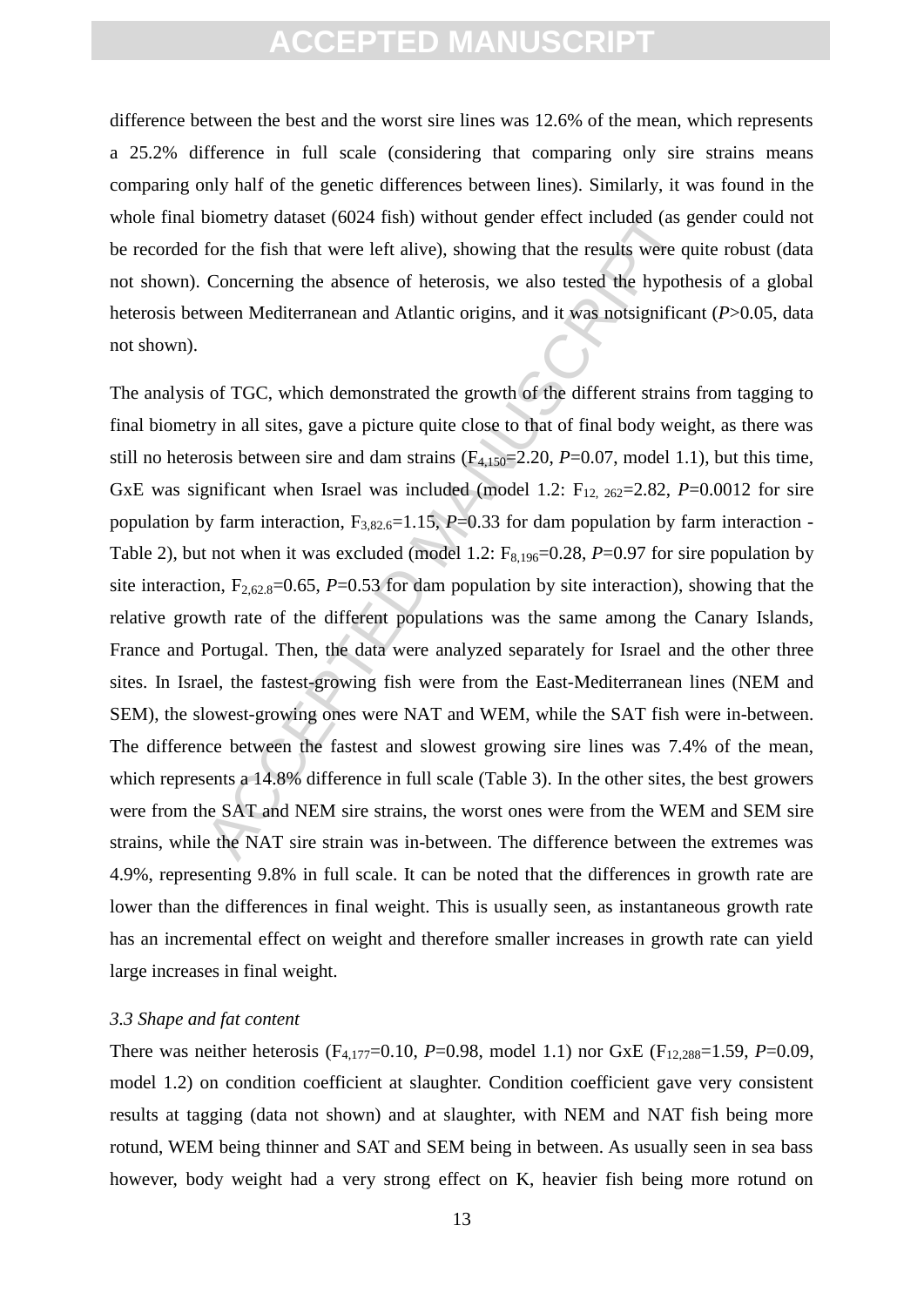difference between the best and the worst sire lines was 12.6% of the mean, which represents a 25.2% difference in full scale (considering that comparing only sire strains means comparing only half of the genetic differences between lines). Similarly, it was found in the whole final biometry dataset (6024 fish) without gender effect included (as gender could not be recorded for the fish that were left alive), showing that the results were quite robust (data not shown). Concerning the absence of heterosis, we also tested the hypothesis of a global heterosis between Mediterranean and Atlantic origins, and it was notsignificant (*P*>0.05, data not shown).

The analysis of TGC, which demonstrated the growth of the different strains from tagging to final biometry in all sites, gave a picture quite close to that of final body weight, as there was still no heterosis between sire and dam strains ($F_{4,150}$=2.20, *P*=0.07, model 1.1), but this time, GxE was significant when Israel was included (model 1.2: $F_{12,\ 262}$=2.82, *P*=0.0012 for sire population by farm interaction, $F_{3,82.6}$=1.15, *P*=0.33 for dam population by farm interaction - Table 2), but not when it was excluded (model 1.2: $F_{8,196}$=0.28, *P*=0.97 for sire population by site interaction, $F_{2,62.8}$=0.65, *P*=0.53 for dam population by site interaction), showing that the relative growth rate of the different populations was the same among the Canary Islands, France and Portugal. Then, the data were analyzed separately for Israel and the other three sites. In Israel, the fastest-growing fish were from the East-Mediterranean lines (NEM and SEM), the slowest-growing ones were NAT and WEM, while the SAT fish were in-between. The difference between the fastest and slowest growing sire lines was 7.4% of the mean, which represents a 14.8% difference in full scale (Table 3). In the other sites, the best growers were from the SAT and NEM sire strains, the worst ones were from the WEM and SEM sire strains, while the NAT sire strain was in-between. The difference between the extremes was 4.9%, representing 9.8% in full scale. It can be noted that the differences in growth rate are lower than the differences in final weight. This is usually seen, as instantaneous growth rate has an incremental effect on weight and therefore smaller increases in growth rate can yield large increases in final weight.

*3.3 Shape and fat content*

There was neither heterosis ($F_{4,177}$=0.10, *P*=0.98, model 1.1) nor GxE ($F_{12,288}$=1.59, *P*=0.09, model 1.2) on condition coefficient at slaughter. Condition coefficient gave very consistent results at tagging (data not shown) and at slaughter, with NEM and NAT fish being more rotund, WEM being thinner and SAT and SEM being in between. As usually seen in sea bass however, body weight had a very strong effect on K, heavier fish being more rotund on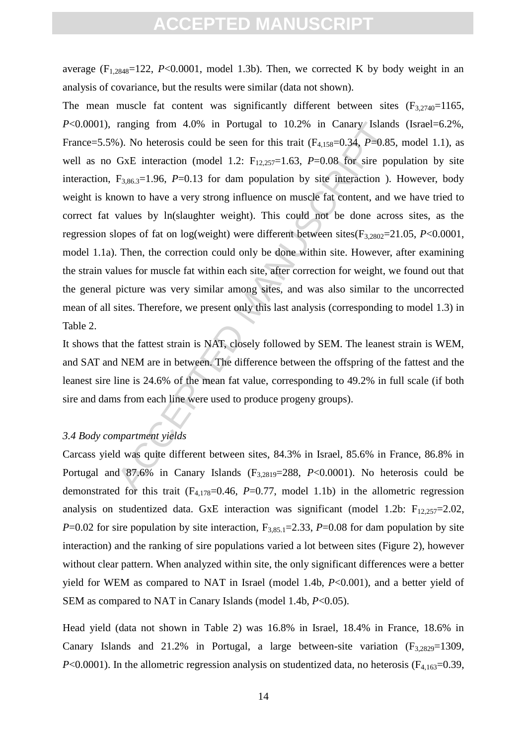average ($F_{1,2848}$=122, $P$<0.0001, model 1.3b). Then, we corrected K by body weight in an analysis of covariance, but the results were similar (data not shown).

The mean muscle fat content was significantly different between sites ($F_{3,2740}$=1165, $P$<0.0001), ranging from 4.0% in Portugal to 10.2% in Canary Islands (Israel=6.2%, France=5.5%). No heterosis could be seen for this trait ($F_{4,158}$=0.34, $P$=0.85, model 1.1), as well as no GxE interaction (model 1.2: $F_{12,257}$=1.63, $P$=0.08 for sire population by site interaction, $F_{3,86.3}$=1.96, $P$=0.13 for dam population by site interaction ). However, body weight is known to have a very strong influence on muscle fat content, and we have tried to correct fat values by ln(slaughter weight). This could not be done across sites, as the regression slopes of fat on log(weight) were different between sites($F_{3,2802}$=21.05, $P$<0.0001, model 1.1a). Then, the correction could only be done within site. However, after examining the strain values for muscle fat within each site, after correction for weight, we found out that the general picture was very similar among sites, and was also similar to the uncorrected mean of all sites. Therefore, we present only this last analysis (corresponding to model 1.3) in Table 2.

It shows that the fattest strain is NAT, closely followed by SEM. The leanest strain is WEM, and SAT and NEM are in between. The difference between the offspring of the fattest and the leanest sire line is 24.6% of the mean fat value, corresponding to 49.2% in full scale (if both sire and dams from each line were used to produce progeny groups).

### *3.4 Body compartment yields*

Carcass yield was quite different between sites, 84.3% in Israel, 85.6% in France, 86.8% in Portugal and 87.6% in Canary Islands ($F_{3,2819}$=288, $P$<0.0001). No heterosis could be demonstrated for this trait ($F_{4,178}$=0.46, $P$=0.77, model 1.1b) in the allometric regression analysis on studentized data. GxE interaction was significant (model 1.2b: $F_{12,257}$=2.02, $P$=0.02 for sire population by site interaction, $F_{3,85.1}$=2.33, $P$=0.08 for dam population by site interaction) and the ranking of sire populations varied a lot between sites (Figure 2), however without clear pattern. When analyzed within site, the only significant differences were a better yield for WEM as compared to NAT in Israel (model 1.4b, $P$<0.001), and a better yield of SEM as compared to NAT in Canary Islands (model 1.4b, $P$<0.05).

Head yield (data not shown in Table 2) was 16.8% in Israel, 18.4% in France, 18.6% in Canary Islands and 21.2% in Portugal, a large between-site variation ($F_{3,2829}$=1309, $P$<0.0001). In the allometric regression analysis on studentized data, no heterosis ($F_{4,163}$=0.39,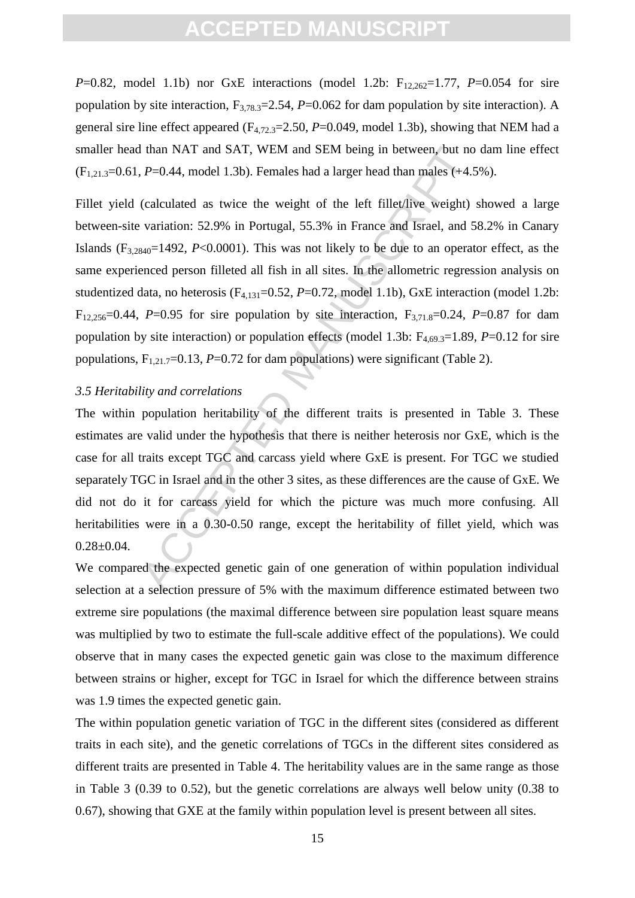$P$=0.82, model 1.1b) nor GxE interactions (model 1.2b: $F_{12,262}$=1.77, $P$=0.054 for sire population by site interaction, $F_{3,78.3}$=2.54, $P$=0.062 for dam population by site interaction). A general sire line effect appeared ($F_{4,72.3}$=2.50, $P$=0.049, model 1.3b), showing that NEM had a smaller head than NAT and SAT, WEM and SEM being in between, but no dam line effect ($F_{1,21.3}$=0.61, $P$=0.44, model 1.3b). Females had a larger head than males (+4.5%).

Fillet yield (calculated as twice the weight of the left fillet/live weight) showed a large between-site variation: 52.9% in Portugal, 55.3% in France and Israel, and 58.2% in Canary Islands ($F_{3,2840}$=1492, $P$<0.0001). This was not likely to be due to an operator effect, as the same experienced person filleted all fish in all sites. In the allometric regression analysis on studentized data, no heterosis ($F_{4,131}$=0.52, $P$=0.72, model 1.1b), GxE interaction (model 1.2b: $F_{12,256}$=0.44, $P$=0.95 for sire population by site interaction, $F_{3,71.8}$=0.24, $P$=0.87 for dam population by site interaction) or population effects (model 1.3b: $F_{4,69.3}$=1.89, $P$=0.12 for sire populations, $F_{1,21.7}$=0.13, $P$=0.72 for dam populations) were significant (Table 2).

*3.5 Heritability and correlations*

The within population heritability of the different traits is presented in Table 3. These estimates are valid under the hypothesis that there is neither heterosis nor GxE, which is the case for all traits except TGC and carcass yield where GxE is present. For TGC we studied separately TGC in Israel and in the other 3 sites, as these differences are the cause of GxE. We did not do it for carcass yield for which the picture was much more confusing. All heritabilities were in a 0.30-0.50 range, except the heritability of fillet yield, which was 0.28±0.04.

We compared the expected genetic gain of one generation of within population individual selection at a selection pressure of 5% with the maximum difference estimated between two extreme sire populations (the maximal difference between sire population least square means was multiplied by two to estimate the full-scale additive effect of the populations). We could observe that in many cases the expected genetic gain was close to the maximum difference between strains or higher, except for TGC in Israel for which the difference between strains was 1.9 times the expected genetic gain.

The within population genetic variation of TGC in the different sites (considered as different traits in each site), and the genetic correlations of TGCs in the different sites considered as different traits are presented in Table 4. The heritability values are in the same range as those in Table 3 (0.39 to 0.52), but the genetic correlations are always well below unity (0.38 to 0.67), showing that GXE at the family within population level is present between all sites.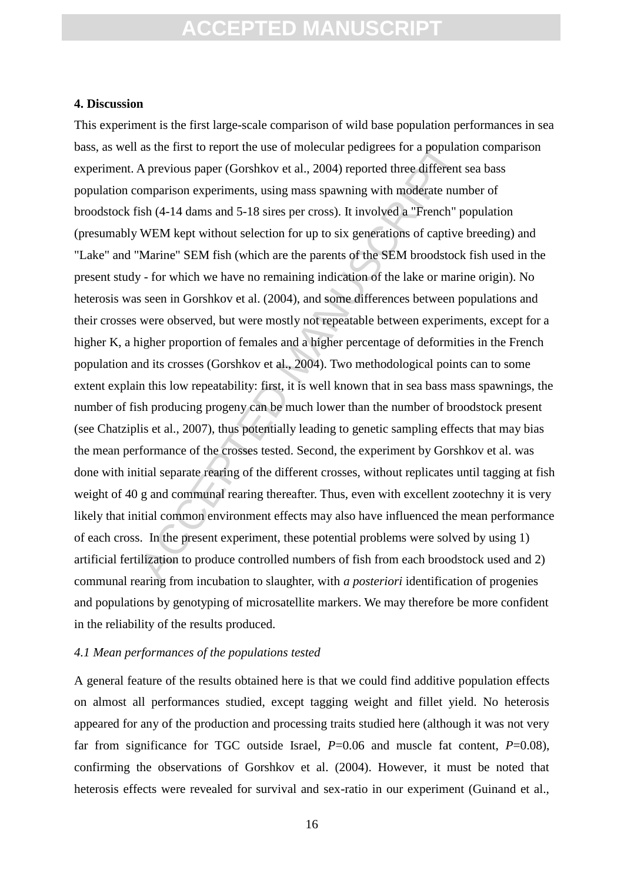**4. Discussion**

This experiment is the first large-scale comparison of wild base population performances in sea bass, as well as the first to report the use of molecular pedigrees for a population comparison experiment. A previous paper (Gorshkov et al., 2004) reported three different sea bass population comparison experiments, using mass spawning with moderate number of broodstock fish (4-14 dams and 5-18 sires per cross). It involved a "French" population (presumably WEM kept without selection for up to six generations of captive breeding) and "Lake" and "Marine" SEM fish (which are the parents of the SEM broodstock fish used in the present study - for which we have no remaining indication of the lake or marine origin). No heterosis was seen in Gorshkov et al. (2004), and some differences between populations and their crosses were observed, but were mostly not repeatable between experiments, except for a higher K, a higher proportion of females and a higher percentage of deformities in the French population and its crosses (Gorshkov et al., 2004). Two methodological points can to some extent explain this low repeatability: first, it is well known that in sea bass mass spawnings, the number of fish producing progeny can be much lower than the number of broodstock present (see Chatziplis et al., 2007), thus potentially leading to genetic sampling effects that may bias the mean performance of the crosses tested. Second, the experiment by Gorshkov et al. was done with initial separate rearing of the different crosses, without replicates until tagging at fish weight of 40 g and communal rearing thereafter. Thus, even with excellent zootechny it is very likely that initial common environment effects may also have influenced the mean performance of each cross. In the present experiment, these potential problems were solved by using 1) artificial fertilization to produce controlled numbers of fish from each broodstock used and 2) communal rearing from incubation to slaughter, with *a posteriori* identification of progenies and populations by genotyping of microsatellite markers. We may therefore be more confident in the reliability of the results produced.

*4.1 Mean performances of the populations tested*

A general feature of the results obtained here is that we could find additive population effects on almost all performances studied, except tagging weight and fillet yield. No heterosis appeared for any of the production and processing traits studied here (although it was not very far from significance for TGC outside Israel, $P$=0.06 and muscle fat content, $P$=0.08), confirming the observations of Gorshkov et al. (2004). However, it must be noted that heterosis effects were revealed for survival and sex-ratio in our experiment (Guinand et al.,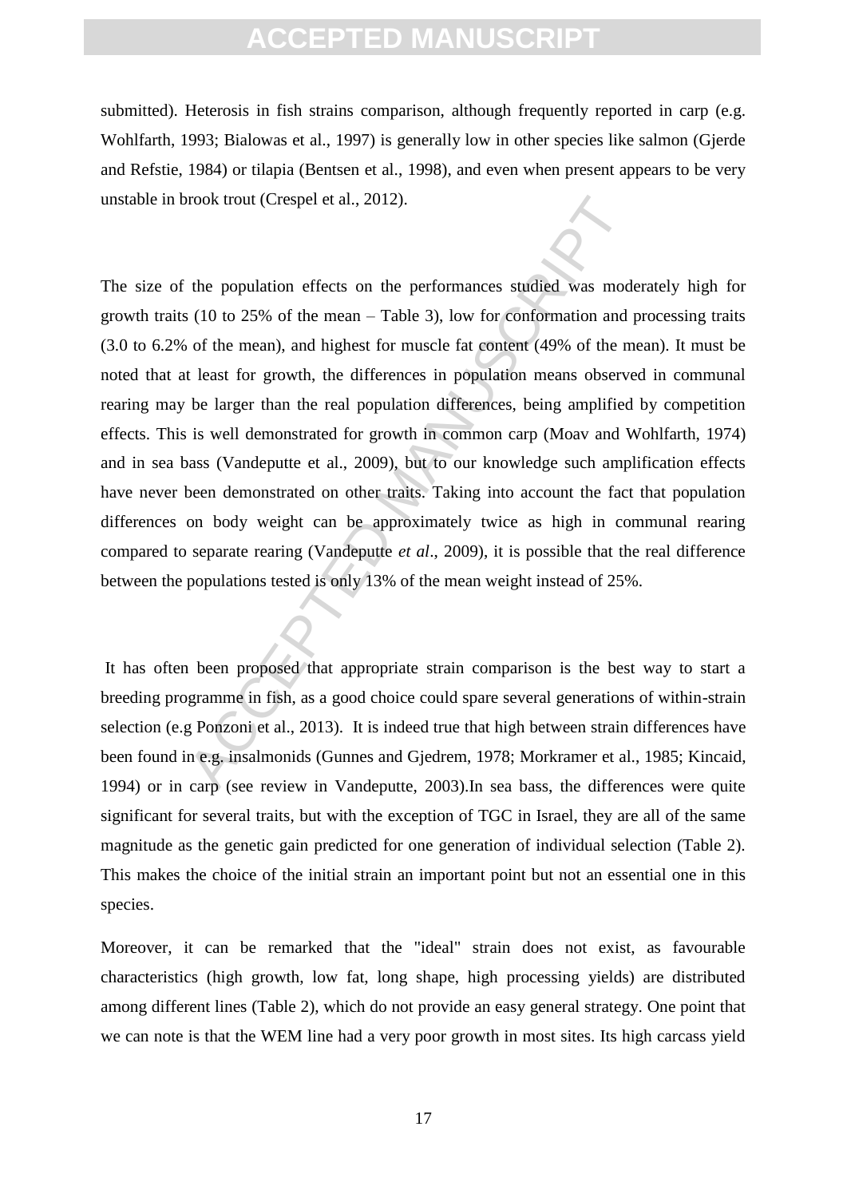submitted). Heterosis in fish strains comparison, although frequently reported in carp (e.g. Wohlfarth, 1993; Bialowas et al., 1997) is generally low in other species like salmon (Gjerde and Refstie, 1984) or tilapia (Bentsen et al., 1998), and even when present appears to be very unstable in brook trout (Crespel et al., 2012).

The size of the population effects on the performances studied was moderately high for growth traits (10 to 25% of the mean – Table 3), low for conformation and processing traits (3.0 to 6.2% of the mean), and highest for muscle fat content (49% of the mean). It must be noted that at least for growth, the differences in population means observed in communal rearing may be larger than the real population differences, being amplified by competition effects. This is well demonstrated for growth in common carp (Moav and Wohlfarth, 1974) and in sea bass (Vandeputte et al., 2009), but to our knowledge such amplification effects have never been demonstrated on other traits. Taking into account the fact that population differences on body weight can be approximately twice as high in communal rearing compared to separate rearing (Vandeputte *et al*., 2009), it is possible that the real difference between the populations tested is only 13% of the mean weight instead of 25%.

It has often been proposed that appropriate strain comparison is the best way to start a breeding programme in fish, as a good choice could spare several generations of within-strain selection (e.g Ponzoni et al., 2013). It is indeed true that high between strain differences have been found in e.g. insalmonids (Gunnes and Gjedrem, 1978; Morkramer et al., 1985; Kincaid, 1994) or in carp (see review in Vandeputte, 2003).In sea bass, the differences were quite significant for several traits, but with the exception of TGC in Israel, they are all of the same magnitude as the genetic gain predicted for one generation of individual selection (Table 2). This makes the choice of the initial strain an important point but not an essential one in this species.

Moreover, it can be remarked that the "ideal" strain does not exist, as favourable characteristics (high growth, low fat, long shape, high processing yields) are distributed among different lines (Table 2), which do not provide an easy general strategy. One point that we can note is that the WEM line had a very poor growth in most sites. Its high carcass yield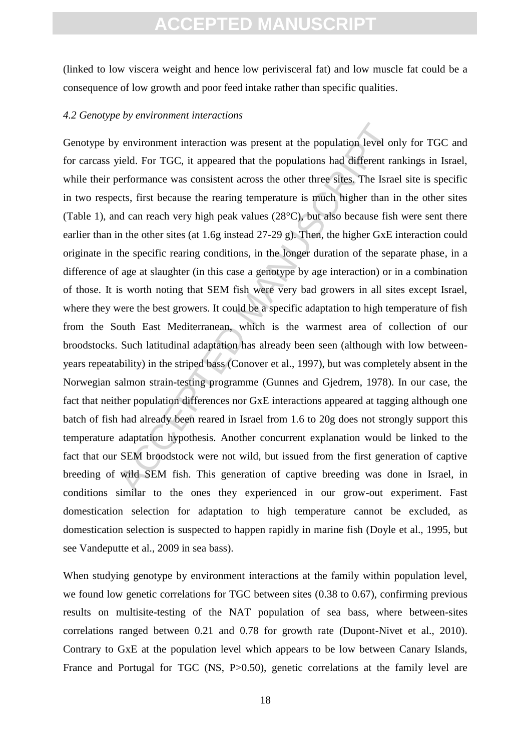(linked to low viscera weight and hence low perivisceral fat) and low muscle fat could be a consequence of low growth and poor feed intake rather than specific qualities.

### *4.2 Genotype by environment interactions*

Genotype by environment interaction was present at the population level only for TGC and for carcass yield. For TGC, it appeared that the populations had different rankings in Israel, while their performance was consistent across the other three sites. The Israel site is specific in two respects, first because the rearing temperature is much higher than in the other sites (Table 1), and can reach very high peak values (28°C), but also because fish were sent there earlier than in the other sites (at 1.6g instead 27-29 g). Then, the higher GxE interaction could originate in the specific rearing conditions, in the longer duration of the separate phase, in a difference of age at slaughter (in this case a genotype by age interaction) or in a combination of those. It is worth noting that SEM fish were very bad growers in all sites except Israel, where they were the best growers. It could be a specific adaptation to high temperature of fish from the South East Mediterranean, which is the warmest area of collection of our broodstocks. Such latitudinal adaptation has already been seen (although with low between-years repeatability) in the striped bass (Conover et al., 1997), but was completely absent in the Norwegian salmon strain-testing programme (Gunnes and Gjedrem, 1978). In our case, the fact that neither population differences nor GxE interactions appeared at tagging although one batch of fish had already been reared in Israel from 1.6 to 20g does not strongly support this temperature adaptation hypothesis. Another concurrent explanation would be linked to the fact that our SEM broodstock were not wild, but issued from the first generation of captive breeding of wild SEM fish. This generation of captive breeding was done in Israel, in conditions similar to the ones they experienced in our grow-out experiment. Fast domestication selection for adaptation to high temperature cannot be excluded, as domestication selection is suspected to happen rapidly in marine fish (Doyle et al., 1995, but see Vandeputte et al., 2009 in sea bass).

When studying genotype by environment interactions at the family within population level, we found low genetic correlations for TGC between sites (0.38 to 0.67), confirming previous results on multisite-testing of the NAT population of sea bass, where between-sites correlations ranged between 0.21 and 0.78 for growth rate (Dupont-Nivet et al., 2010). Contrary to GxE at the population level which appears to be low between Canary Islands, France and Portugal for TGC (NS, $P>0.50$), genetic correlations at the family level are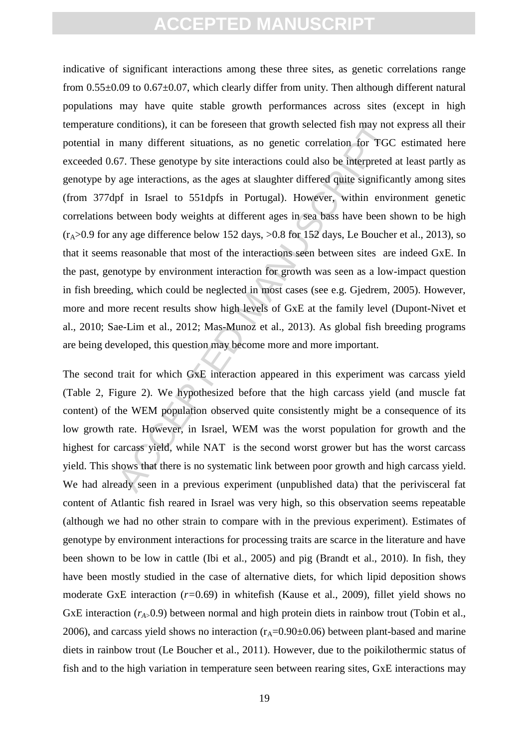indicative of significant interactions among these three sites, as genetic correlations range from 0.55±0.09 to 0.67±0.07, which clearly differ from unity. Then although different natural populations may have quite stable growth performances across sites (except in high temperature conditions), it can be foreseen that growth selected fish may not express all their potential in many different situations, as no genetic correlation for TGC estimated here exceeded 0.67. These genotype by site interactions could also be interpreted at least partly as genotype by age interactions, as the ages at slaughter differed quite significantly among sites (from 377dpf in Israel to 551dpfs in Portugal). However, within environment genetic correlations between body weights at different ages in sea bass have been shown to be high ($r_A$>0.9 for any age difference below 152 days, >0.8 for 152 days, Le Boucher et al., 2013), so that it seems reasonable that most of the interactions seen between sites are indeed GxE. In the past, genotype by environment interaction for growth was seen as a low-impact question in fish breeding, which could be neglected in most cases (see e.g. Gjedrem, 2005). However, more and more recent results show high levels of GxE at the family level (Dupont-Nivet et al., 2010; Sae-Lim et al., 2012; Mas-Munoz et al., 2013). As global fish breeding programs are being developed, this question may become more and more important.

The second trait for which GxE interaction appeared in this experiment was carcass yield (Table 2, Figure 2). We hypothesized before that the high carcass yield (and muscle fat content) of the WEM population observed quite consistently might be a consequence of its low growth rate. However, in Israel, WEM was the worst population for growth and the highest for carcass yield, while NAT is the second worst grower but has the worst carcass yield. This shows that there is no systematic link between poor growth and high carcass yield. We had already seen in a previous experiment (unpublished data) that the perivisceral fat content of Atlantic fish reared in Israel was very high, so this observation seems repeatable (although we had no other strain to compare with in the previous experiment). Estimates of genotype by environment interactions for processing traits are scarce in the literature and have been shown to be low in cattle (Ibi et al., 2005) and pig (Brandt et al., 2010). In fish, they have been mostly studied in the case of alternative diets, for which lipid deposition shows moderate GxE interaction ($r$=0.69) in whitefish (Kause et al., 2009), fillet yield shows no GxE interaction ($r_{A}$>0.9) between normal and high protein diets in rainbow trout (Tobin et al., 2006), and carcass yield shows no interaction ($r_A$=0.90±0.06) between plant-based and marine diets in rainbow trout (Le Boucher et al., 2011). However, due to the poikilothermic status of fish and to the high variation in temperature seen between rearing sites, GxE interactions may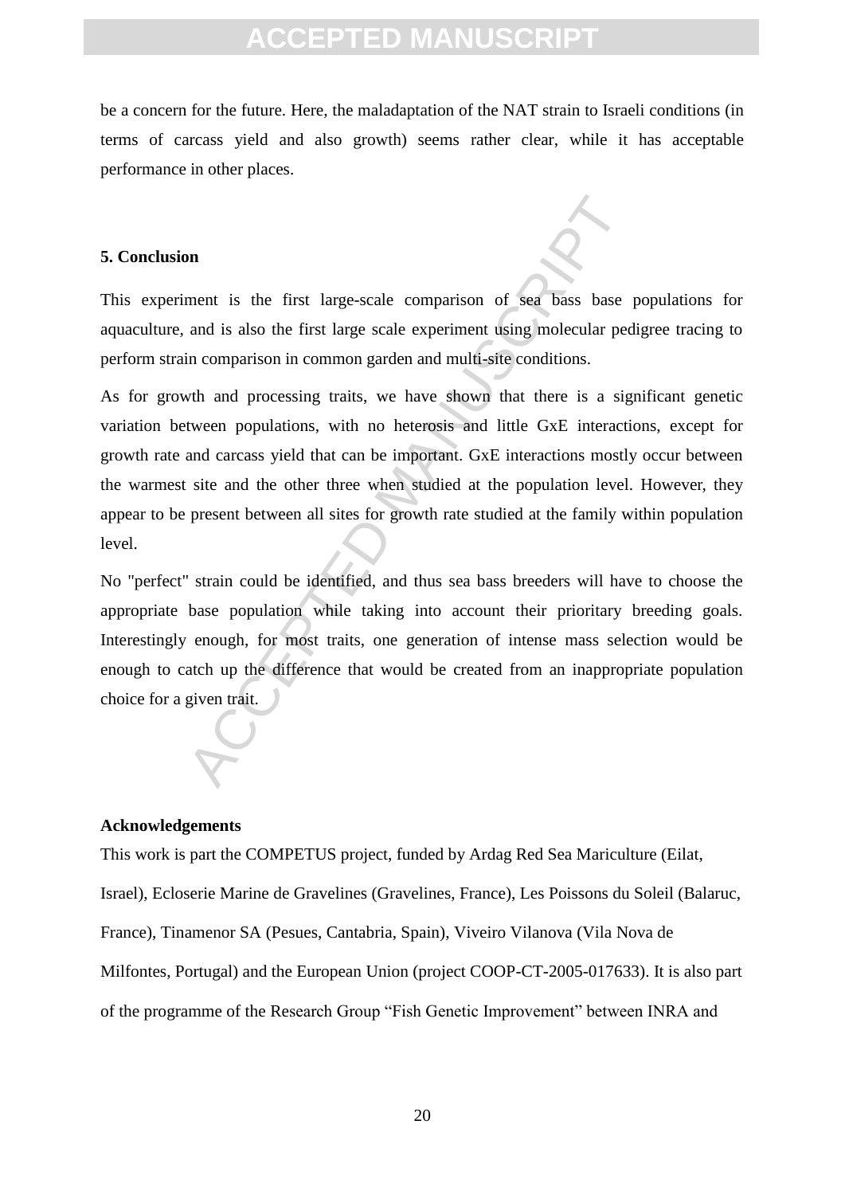be a concern for the future. Here, the maladaptation of the NAT strain to Israeli conditions (in terms of carcass yield and also growth) seems rather clear, while it has acceptable performance in other places.

## 5. Conclusion

This experiment is the first large-scale comparison of sea bass base populations for aquaculture, and is also the first large scale experiment using molecular pedigree tracing to perform strain comparison in common garden and multi-site conditions.

As for growth and processing traits, we have shown that there is a significant genetic variation between populations, with no heterosis and little GxE interactions, except for growth rate and carcass yield that can be important. GxE interactions mostly occur between the warmest site and the other three when studied at the population level. However, they appear to be present between all sites for growth rate studied at the family within population level.

No "perfect" strain could be identified, and thus sea bass breeders will have to choose the appropriate base population while taking into account their prioritary breeding goals. Interestingly enough, for most traits, one generation of intense mass selection would be enough to catch up the difference that would be created from an inappropriate population choice for a given trait.

## Acknowledgements

This work is part the COMPETUS project, funded by Ardag Red Sea Mariculture (Eilat, Israel), Ecloserie Marine de Gravelines (Gravelines, France), Les Poissons du Soleil (Balaruc, France), Tinamenor SA (Pesues, Cantabria, Spain), Viveiro Vilanova (Vila Nova de Milfontes, Portugal) and the European Union (project COOP-CT-2005-017633). It is also part of the programme of the Research Group "Fish Genetic Improvement" between INRA and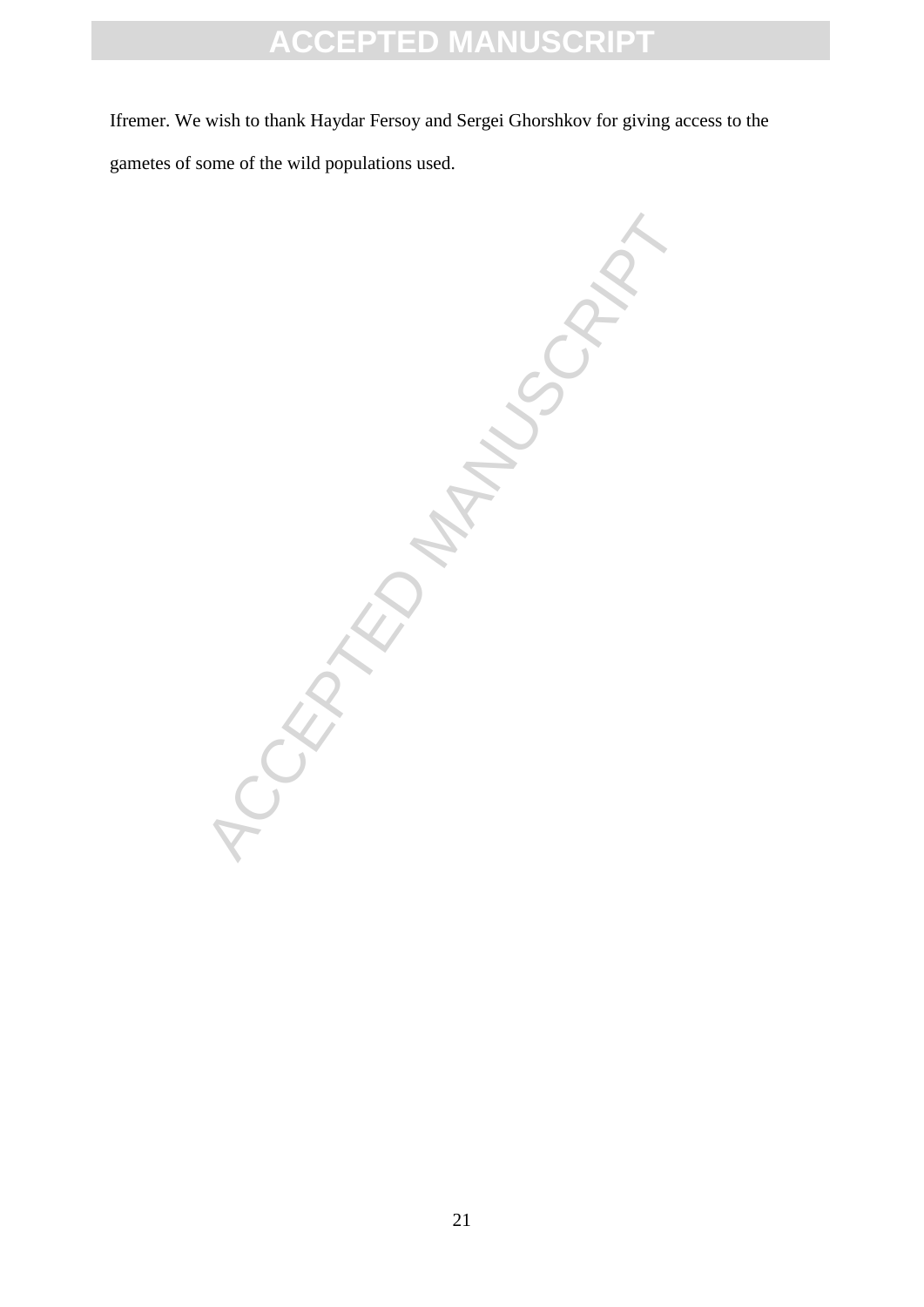Ifremer. We wish to thank Haydar Fersoy and Sergei Ghorshkov for giving access to the gametes of some of the wild populations used.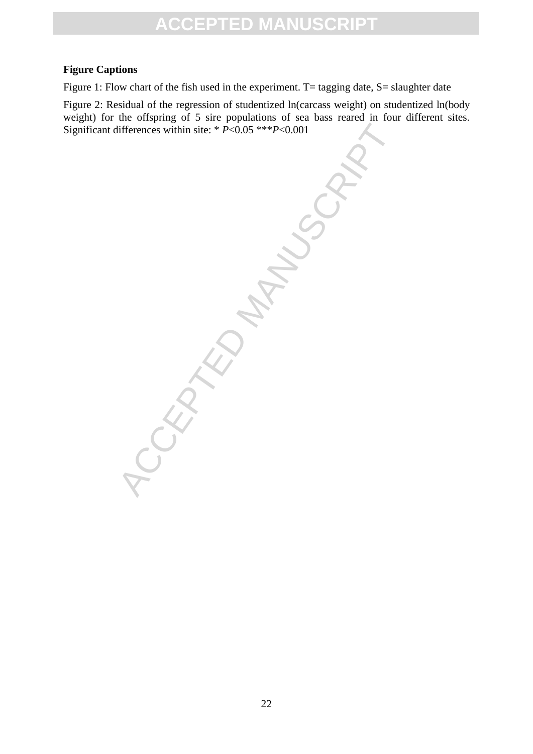**Figure Captions**

Figure 1: Flow chart of the fish used in the experiment. T= tagging date, S= slaughter date

Figure 2: Residual of the regression of studentized ln(carcass weight) on studentized ln(body weight) for the offspring of 5 sire populations of sea bass reared in four different sites. Significant differences within site: * $P<0.05$ *** $P<0.001$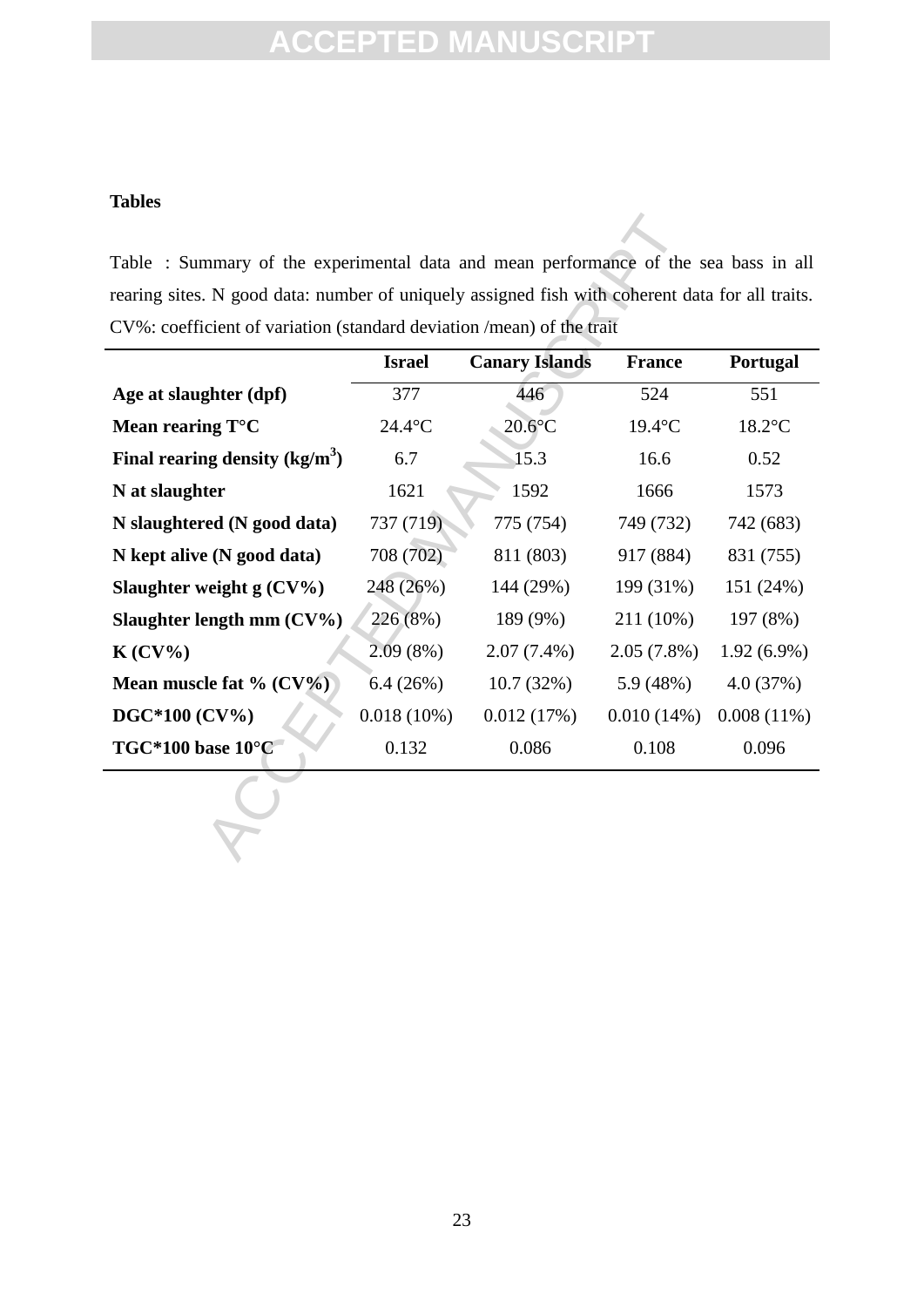**Tables**

Table : Summary of the experimental data and mean performance of the sea bass in all rearing sites. N good data: number of uniquely assigned fish with coherent data for all traits. CV%: coefficient of variation (standard deviation /mean) of the trait

| | Israel | Canary Islands | France | Portugal |
|---|---|---|---|---|
| **Age at slaughter (dpf)** | 377 | 446 | 524 | 551 |
| **Mean rearing T°C** | 24.4°C | 20.6°C | 19.4°C | 18.2°C |
| **Final rearing density (kg/m$^3$)** | 6.7 | 15.3 | 16.6 | 0.52 |
| **N at slaughter** | 1621 | 1592 | 1666 | 1573 |
| **N slaughtered (N good data)** | 737 (719) | 775 (754) | 749 (732) | 742 (683) |
| **N kept alive (N good data)** | 708 (702) | 811 (803) | 917 (884) | 831 (755) |
| **Slaughter weight g (CV%)** | 248 (26%) | 144 (29%) | 199 (31%) | 151 (24%) |
| **Slaughter length mm (CV%)** | 226 (8%) | 189 (9%) | 211 (10%) | 197 (8%) |
| **K (CV%)** | 2.09 (8%) | 2.07 (7.4%) | 2.05 (7.8%) | 1.92 (6.9%) |
| **Mean muscle fat % (CV%)** | 6.4 (26%) | 10.7 (32%) | 5.9 (48%) | 4.0 (37%) |
| **DGC*100 (CV%)** | 0.018 (10%) | 0.012 (17%) | 0.010 (14%) | 0.008 (11%) |
| **TGC*100 base 10°C** | 0.132 | 0.086 | 0.108 | 0.096 |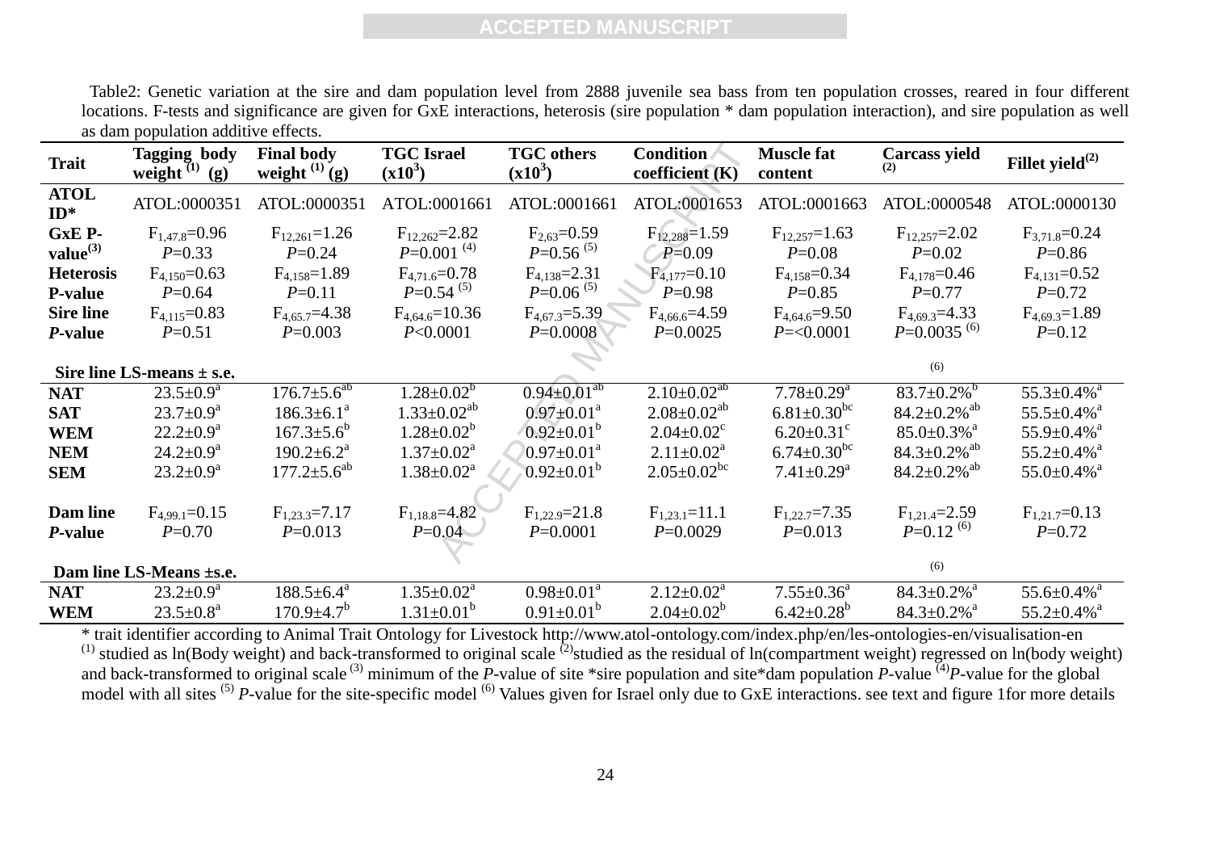Table2: Genetic variation at the sire and dam population level from 2888 juvenile sea bass from ten population crosses, reared in four different locations. F-tests and significance are given for GxE interactions, heterosis (sire population * dam population interaction), and sire population as well as dam population additive effects.

| Trait | Tagging body weight [(1)] (g) | Final body weight [(1)] (g) | TGC Israel ($x10^3$) | TGC others ($x10^3$) | Condition coefficient (K) | Muscle fat content | Carcass yield [(2)] | Fillet yield[(2)] |
|---|---|---|---|---|---|---|---|---|
| **ATOL ID*** | ATOL:0000351 | ATOL:0000351 | ATOL:0001661 | ATOL:0001661 | ATOL:0001653 | ATOL:0001663 | ATOL:0000548 | ATOL:0000130 |
| **GxE P-value[(3)]** | $F_{1,47.8}$=0.96 *P*=0.33 | $F_{12,261}$=1.26 *P*=0.24 | $F_{12,262}$=2.82 *P*=0.001 [(4)] | $F_{2,63}$=0.59 *P*=0.56 [(5)] | $F_{12,288}$=1.59 *P*=0.09 | $F_{12,257}$=1.63 *P*=0.08 | $F_{12,257}$=2.02 *P*=0.02 | $F_{3,71.8}$=0.24 *P*=0.86 |
| **Heterosis P-value** | $F_{4,150}$=0.63 *P*=0.64 | $F_{4,158}$=1.89 *P*=0.11 | $F_{4,71.6}$=0.78 *P*=0.54 [(5)] | $F_{4,138}$=2.31 *P*=0.06 [(5)] | $F_{4,177}$=0.10 *P*=0.98 | $F_{4,158}$=0.34 *P*=0.85 | $F_{4,178}$=0.46 *P*=0.77 | $F_{4,131}$=0.52 *P*=0.72 |
| **Sire line *P*-value** | $F_{4,115}$=0.83 *P*=0.51 | $F_{4,65.7}$=4.38 *P*=0.003 | $F_{4,64.6}$=10.36 *P*<0.0001 | $F_{4,67.3}$=5.39 *P*=0.0008 | $F_{4,66.6}$=4.59 *P*=0.0025 | $F_{4,64.6}$=9.50 *P*=<0.0001 | $F_{4,69.3}$=4.33 *P*=0.0035 [(6)] | $F_{4,69.3}$=1.89 *P*=0.12 |
| **Sire line LS-means ± s.e.** | | | | | | | [(6)] | |
| **NAT** | 23.5±0.9[a] | 176.7±5.6[ab] | 1.28±0.02[b] | 0.94±0.01[ab] | 2.10±0.02[ab] | 7.78±0.29[a] | 83.7±0.2%[b] | 55.3±0.4%[a] |
| **SAT** | 23.7±0.9[a] | 186.3±6.1[a] | 1.33±0.02[ab] | 0.97±0.01[a] | 2.08±0.02[ab] | 6.81±0.30[bc] | 84.2±0.2%[ab] | 55.5±0.4%[a] |
| **WEM** | 22.2±0.9[a] | 167.3±5.6[b] | 1.28±0.02[b] | 0.92±0.01[b] | 2.04±0.02[c] | 6.20±0.31[c] | 85.0±0.3%[a] | 55.9±0.4%[a] |
| **NEM** | 24.2±0.9[a] | 190.2±6.2[a] | 1.37±0.02[a] | 0.97±0.01[a] | 2.11±0.02[a] | 6.74±0.30[bc] | 84.3±0.2%[ab] | 55.2±0.4%[a] |
| **SEM** | 23.2±0.9[a] | 177.2±5.6[ab] | 1.38±0.02[a] | 0.92±0.01[b] | 2.05±0.02[bc] | 7.41±0.29[a] | 84.2±0.2%[ab] | 55.0±0.4%[a] |
| **Dam line *P*-value** | $F_{4,99.1}$=0.15 *P*=0.70 | $F_{1,23.3}$=7.17 *P*=0.013 | $F_{1,18.8}$=4.82 *P*=0.04 | $F_{1,22.9}$=21.8 *P*=0.0001 | $F_{1,23.1}$=11.1 *P*=0.0029 | $F_{1,22.7}$=7.35 *P*=0.013 | $F_{1,21.4}$=2.59 *P*=0.12 [(6)] | $F_{1,21.7}$=0.13 *P*=0.72 |
| **Dam line LS-Means ±s.e.** | | | | | | | [(6)] | |
| **NAT** | 23.2±0.9[a] | 188.5±6.4[a] | 1.35±0.02[a] | 0.98±0.01[a] | 2.12±0.02[a] | 7.55±0.36[a] | 84.3±0.2%[a] | 55.6±0.4%[a] |
| **WEM** | 23.5±0.8[a] | 170.9±4.7[b] | 1.31±0.01[b] | 0.91±0.01[b] | 2.04±0.02[b] | 6.42±0.28[b] | 84.3±0.2%[a] | 55.2±0.4%[a] |

\* trait identifier according to Animal Trait Ontology for Livestock http://www.atol-ontology.com/index.php/en/les-ontologies-en/visualisation-en
[(1)] studied as ln(Body weight) and back-transformed to original scale [(2)]studied as the residual of ln(compartment weight) regressed on ln(body weight) and back-transformed to original scale [(3)] minimum of the *P*-value of site *sire population and site*dam population *P*-value [(4)]*P*-value for the global model with all sites [(5)] *P*-value for the site-specific model [(6)] Values given for Israel only due to GxE interactions. see text and figure 1for more details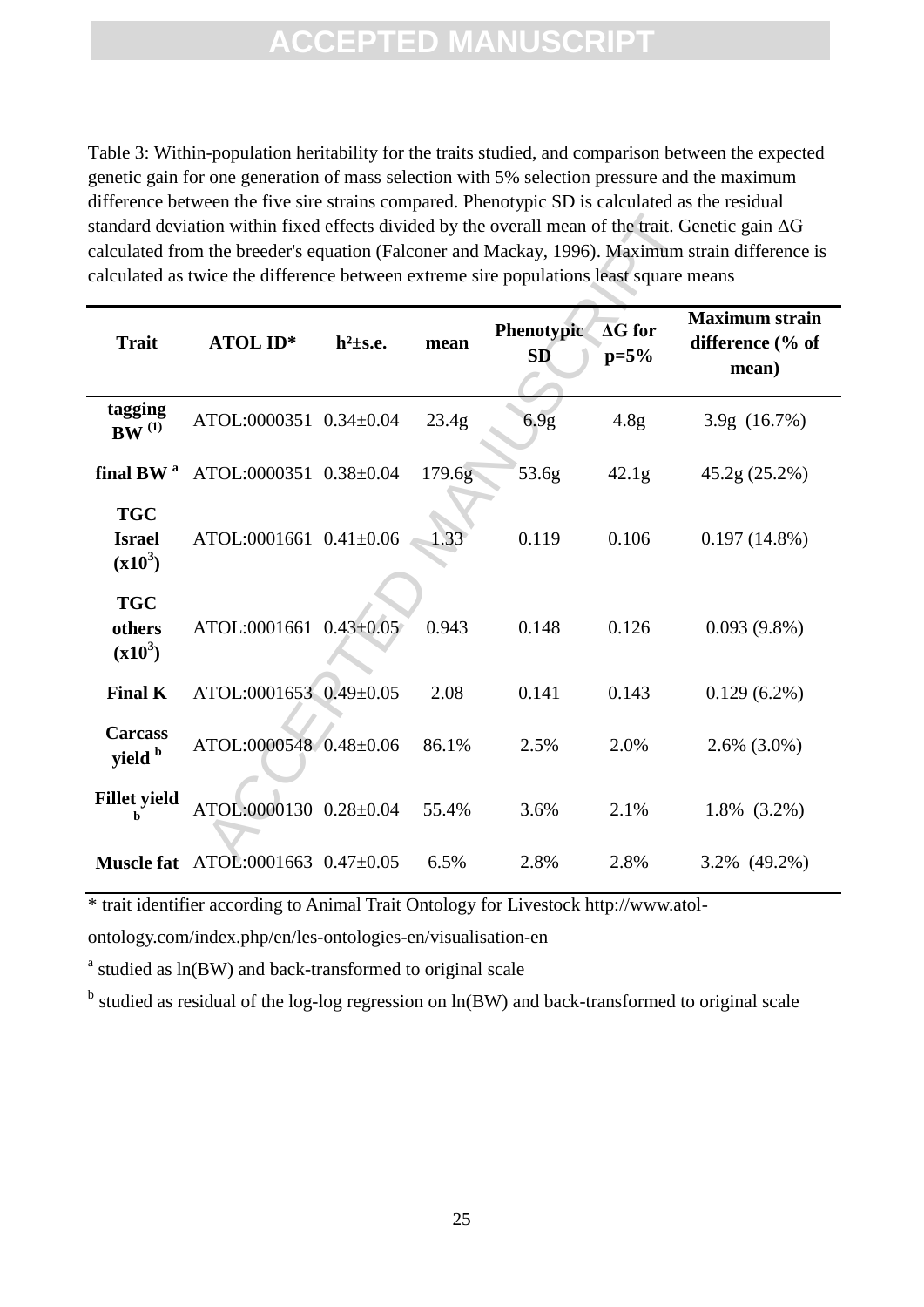Table 3: Within-population heritability for the traits studied, and comparison between the expected genetic gain for one generation of mass selection with 5% selection pressure and the maximum difference between the five sire strains compared. Phenotypic SD is calculated as the residual standard deviation within fixed effects divided by the overall mean of the trait. Genetic gain ΔG calculated from the breeder's equation (Falconer and Mackay, 1996). Maximum strain difference is calculated as twice the difference between extreme sire populations least square means

| Trait | ATOL ID* | $h^2$±s.e. | mean | Phenotypic SD | ΔG for p=5% | Maximum strain difference (% of mean) |
|---|---|---|---|---|---|---|
| **tagging BW** [(1)] | ATOL:0000351 | 0.34±0.04 | 23.4g | 6.9g | 4.8g | 3.9g (16.7%) |
| **final BW** [a] | ATOL:0000351 | 0.38±0.04 | 179.6g | 53.6g | 42.1g | 45.2g (25.2%) |
| **TGC Israel ($x10^3$)** | ATOL:0001661 | 0.41±0.06 | 1.33 | 0.119 | 0.106 | 0.197 (14.8%) |
| **TGC others ($x10^3$)** | ATOL:0001661 | 0.43±0.05 | 0.943 | 0.148 | 0.126 | 0.093 (9.8%) |
| **Final K** | ATOL:0001653 | 0.49±0.05 | 2.08 | 0.141 | 0.143 | 0.129 (6.2%) |
| **Carcass yield** [b] | ATOL:0000548 | 0.48±0.06 | 86.1% | 2.5% | 2.0% | 2.6% (3.0%) |
| **Fillet yield** [b] | ATOL:0000130 | 0.28±0.04 | 55.4% | 3.6% | 2.1% | 1.8% (3.2%) |
| **Muscle fat** | ATOL:0001663 | 0.47±0.05 | 6.5% | 2.8% | 2.8% | 3.2% (49.2%) |

* trait identifier according to Animal Trait Ontology for Livestock http://www.atol-ontology.com/index.php/en/les-ontologies-en/visualisation-en

[a] studied as ln(BW) and back-transformed to original scale

[b] studied as residual of the log-log regression on ln(BW) and back-transformed to original scale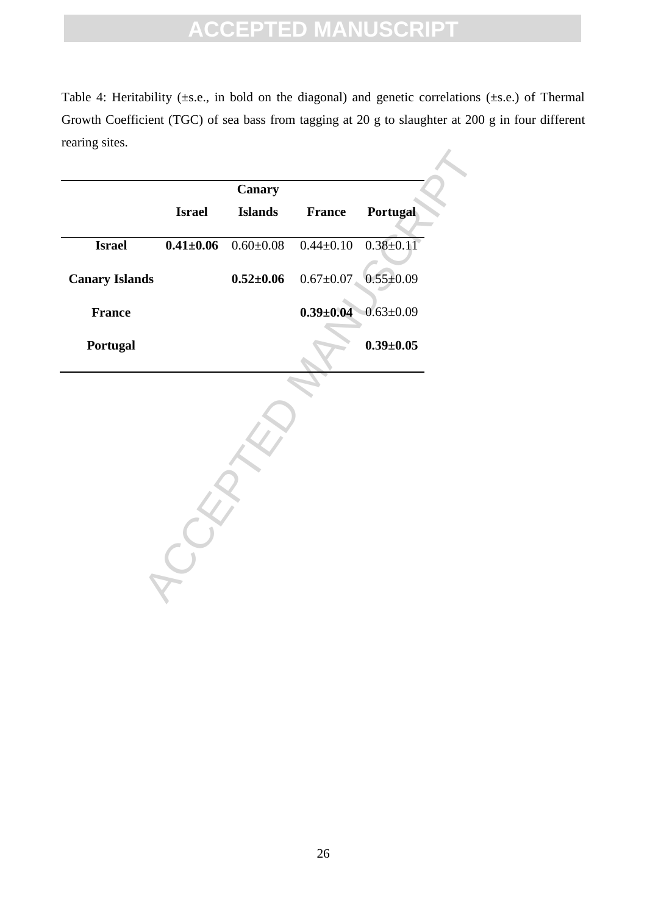Table 4: Heritability (±s.e., in bold on the diagonal) and genetic correlations (±s.e.) of Thermal Growth Coefficient (TGC) of sea bass from tagging at 20 g to slaughter at 200 g in four different rearing sites.

| | Israel | Canary Islands | France | Portugal |
|---|---|---|---|---|
| **Israel** | **0.41±0.06** | 0.60±0.08 | 0.44±0.10 | 0.38±0.11 |
| **Canary Islands** | | **0.52±0.06** | 0.67±0.07 | 0.55±0.09 |
| **France** | | | **0.39±0.04** | 0.63±0.09 |
| **Portugal** | | | | **0.39±0.05** |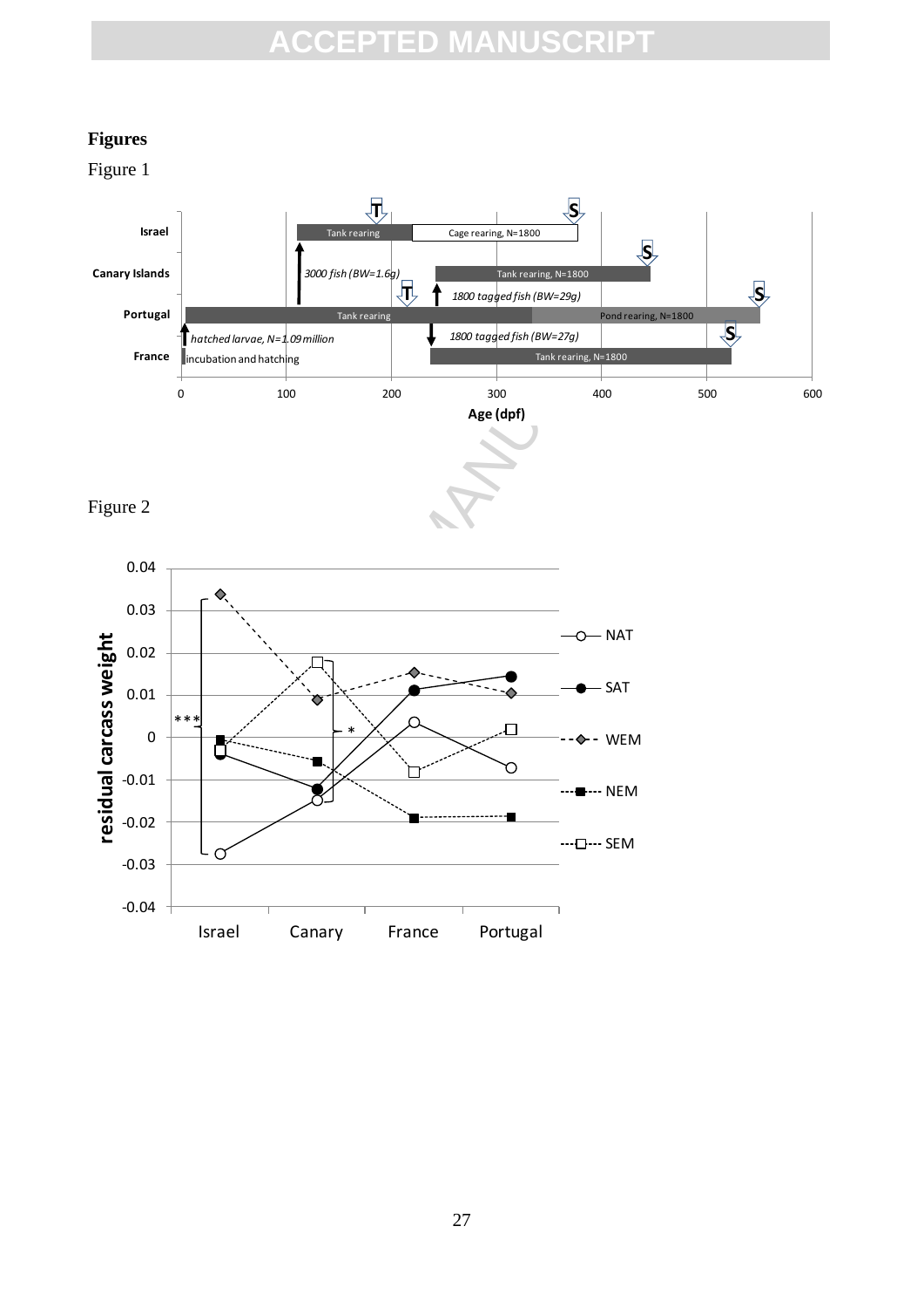# Figures

Figure 1

Figure 2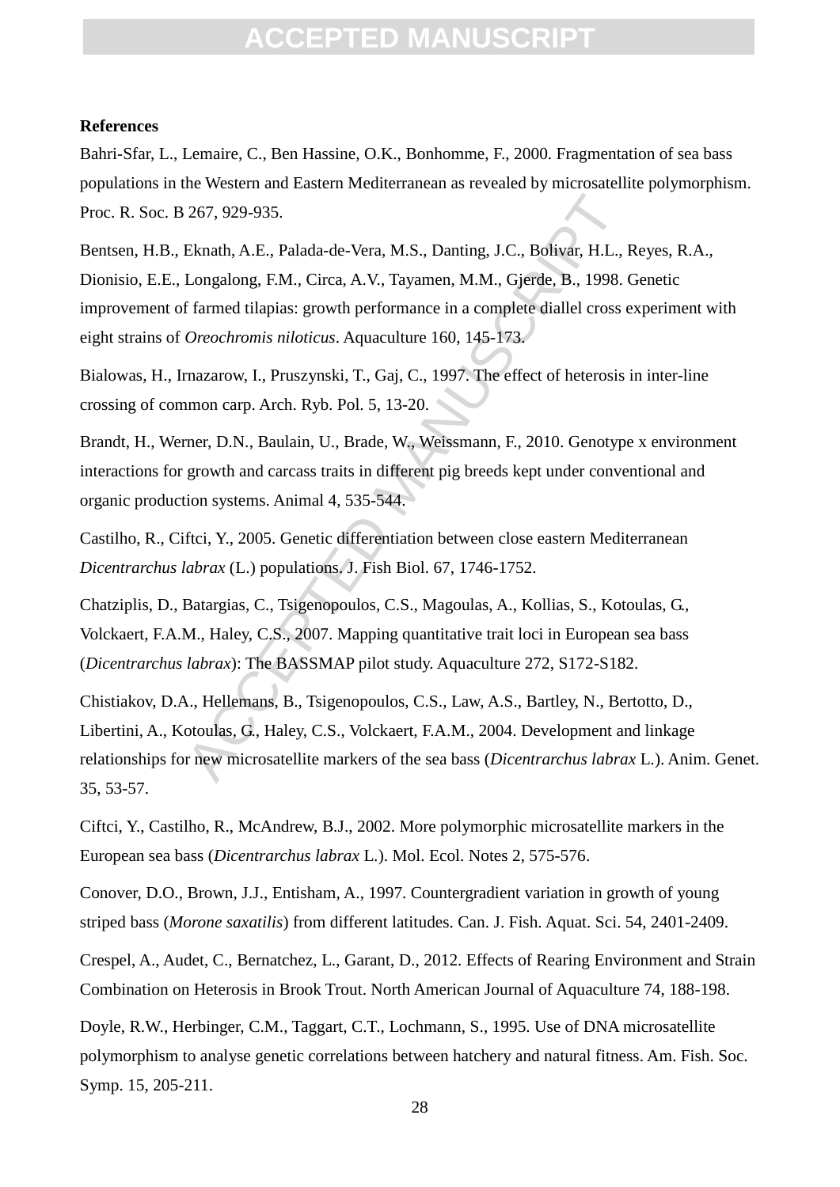**References**

Bahri-Sfar, L., Lemaire, C., Ben Hassine, O.K., Bonhomme, F., 2000. Fragmentation of sea bass populations in the Western and Eastern Mediterranean as revealed by microsatellite polymorphism. Proc. R. Soc. B 267, 929-935.

Bentsen, H.B., Eknath, A.E., Palada-de-Vera, M.S., Danting, J.C., Bolivar, H.L., Reyes, R.A., Dionisio, E.E., Longalong, F.M., Circa, A.V., Tayamen, M.M., Gjerde, B., 1998. Genetic improvement of farmed tilapias: growth performance in a complete diallel cross experiment with eight strains of *Oreochromis niloticus*. Aquaculture 160, 145-173.

Bialowas, H., Irnazarow, I., Pruszynski, T., Gaj, C., 1997. The effect of heterosis in inter-line crossing of common carp. Arch. Ryb. Pol. 5, 13-20.

Brandt, H., Werner, D.N., Baulain, U., Brade, W., Weissmann, F., 2010. Genotype x environment interactions for growth and carcass traits in different pig breeds kept under conventional and organic production systems. Animal 4, 535-544.

Castilho, R., Ciftci, Y., 2005. Genetic differentiation between close eastern Mediterranean *Dicentrarchus labrax* (L.) populations. J. Fish Biol. 67, 1746-1752.

Chatziplis, D., Batargias, C., Tsigenopoulos, C.S., Magoulas, A., Kollias, S., Kotoulas, G., Volckaert, F.A.M., Haley, C.S., 2007. Mapping quantitative trait loci in European sea bass (*Dicentrarchus labrax*): The BASSMAP pilot study. Aquaculture 272, S172-S182.

Chistiakov, D.A., Hellemans, B., Tsigenopoulos, C.S., Law, A.S., Bartley, N., Bertotto, D., Libertini, A., Kotoulas, G., Haley, C.S., Volckaert, F.A.M., 2004. Development and linkage relationships for new microsatellite markers of the sea bass (*Dicentrarchus labrax* L.). Anim. Genet. 35, 53-57.

Ciftci, Y., Castilho, R., McAndrew, B.J., 2002. More polymorphic microsatellite markers in the European sea bass (*Dicentrarchus labrax* L.). Mol. Ecol. Notes 2, 575-576.

Conover, D.O., Brown, J.J., Entisham, A., 1997. Countergradient variation in growth of young striped bass (*Morone saxatilis*) from different latitudes. Can. J. Fish. Aquat. Sci. 54, 2401-2409.

Crespel, A., Audet, C., Bernatchez, L., Garant, D., 2012. Effects of Rearing Environment and Strain Combination on Heterosis in Brook Trout. North American Journal of Aquaculture 74, 188-198.

Doyle, R.W., Herbinger, C.M., Taggart, C.T., Lochmann, S., 1995. Use of DNA microsatellite polymorphism to analyse genetic correlations between hatchery and natural fitness. Am. Fish. Soc. Symp. 15, 205-211.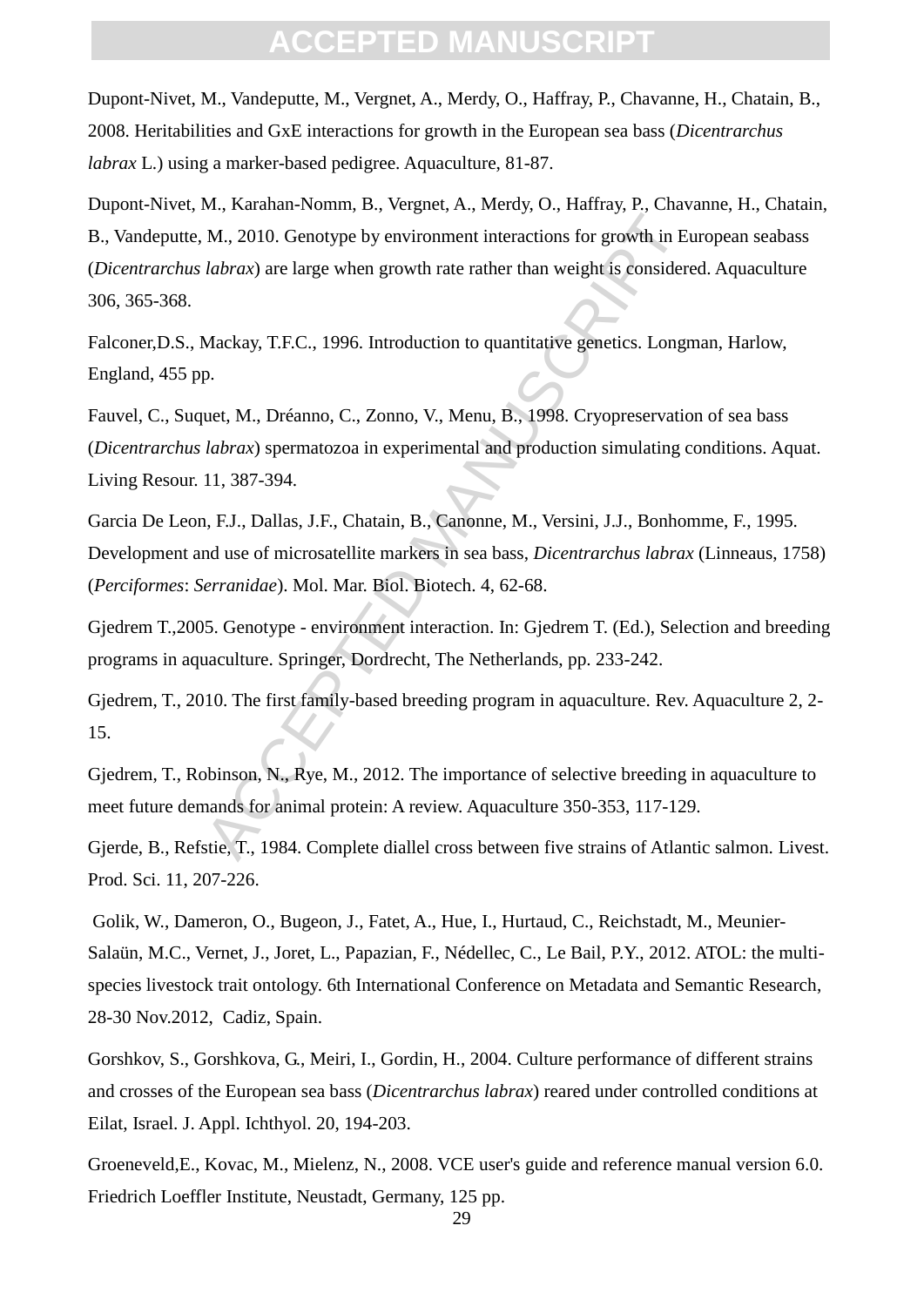Dupont-Nivet, M., Vandeputte, M., Vergnet, A., Merdy, O., Haffray, P., Chavanne, H., Chatain, B., 2008. Heritabilities and GxE interactions for growth in the European sea bass (*Dicentrarchus labrax* L.) using a marker-based pedigree. Aquaculture, 81-87.

Dupont-Nivet, M., Karahan-Nomm, B., Vergnet, A., Merdy, O., Haffray, P., Chavanne, H., Chatain, B., Vandeputte, M., 2010. Genotype by environment interactions for growth in European seabass (*Dicentrarchus labrax*) are large when growth rate rather than weight is considered. Aquaculture 306, 365-368.

Falconer,D.S., Mackay, T.F.C., 1996. Introduction to quantitative genetics. Longman, Harlow, England, 455 pp.

Fauvel, C., Suquet, M., Dréanno, C., Zonno, V., Menu, B., 1998. Cryopreservation of sea bass (*Dicentrarchus labrax*) spermatozoa in experimental and production simulating conditions. Aquat. Living Resour. 11, 387-394.

Garcia De Leon, F.J., Dallas, J.F., Chatain, B., Canonne, M., Versini, J.J., Bonhomme, F., 1995. Development and use of microsatellite markers in sea bass, *Dicentrarchus labrax* (Linneaus, 1758) (*Perciformes*: *Serranidae*). Mol. Mar. Biol. Biotech. 4, 62-68.

Gjedrem T.,2005. Genotype - environment interaction. In: Gjedrem T. (Ed.), Selection and breeding programs in aquaculture. Springer, Dordrecht, The Netherlands, pp. 233-242.

Gjedrem, T., 2010. The first family-based breeding program in aquaculture. Rev. Aquaculture 2, 2-15.

Gjedrem, T., Robinson, N., Rye, M., 2012. The importance of selective breeding in aquaculture to meet future demands for animal protein: A review. Aquaculture 350-353, 117-129.

Gjerde, B., Refstie, T., 1984. Complete diallel cross between five strains of Atlantic salmon. Livest. Prod. Sci. 11, 207-226.

Golik, W., Dameron, O., Bugeon, J., Fatet, A., Hue, I., Hurtaud, C., Reichstadt, M., Meunier-Salaün, M.C., Vernet, J., Joret, L., Papazian, F., Nédellec, C., Le Bail, P.Y., 2012. ATOL: the multi-species livestock trait ontology. 6th International Conference on Metadata and Semantic Research, 28-30 Nov.2012, Cadiz, Spain.

Gorshkov, S., Gorshkova, G., Meiri, I., Gordin, H., 2004. Culture performance of different strains and crosses of the European sea bass (*Dicentrarchus labrax*) reared under controlled conditions at Eilat, Israel. J. Appl. Ichthyol. 20, 194-203.

Groeneveld,E., Kovac, M., Mielenz, N., 2008. VCE user's guide and reference manual version 6.0. Friedrich Loeffler Institute, Neustadt, Germany, 125 pp.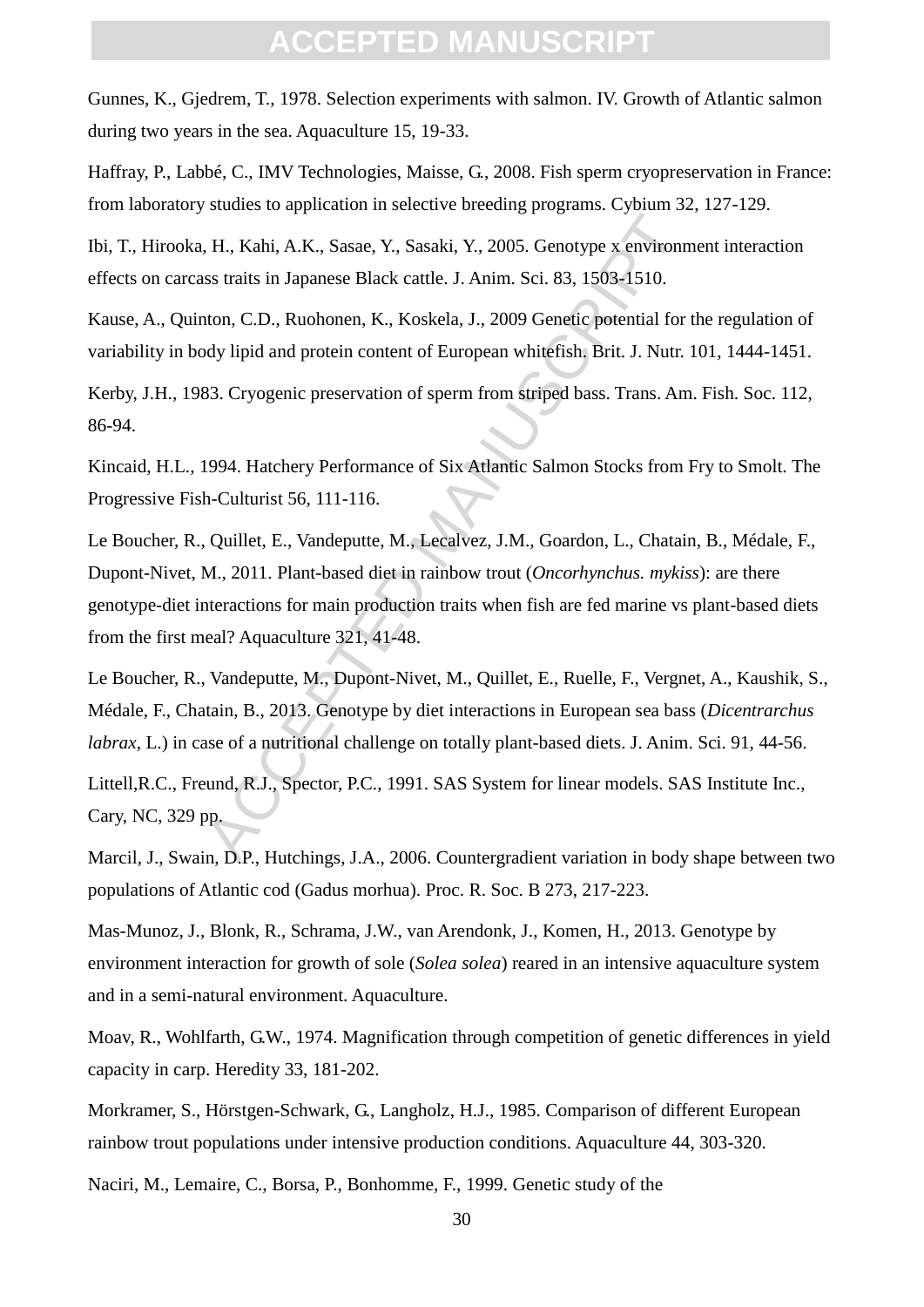Gunnes, K., Gjedrem, T., 1978. Selection experiments with salmon. IV. Growth of Atlantic salmon during two years in the sea. Aquaculture 15, 19-33.

Haffray, P., Labbé, C., IMV Technologies, Maisse, G., 2008. Fish sperm cryopreservation in France: from laboratory studies to application in selective breeding programs. Cybium 32, 127-129.

Ibi, T., Hirooka, H., Kahi, A.K., Sasae, Y., Sasaki, Y., 2005. Genotype x environment interaction effects on carcass traits in Japanese Black cattle. J. Anim. Sci. 83, 1503-1510.

Kause, A., Quinton, C.D., Ruohonen, K., Koskela, J., 2009 Genetic potential for the regulation of variability in body lipid and protein content of European whitefish. Brit. J. Nutr. 101, 1444-1451.

Kerby, J.H., 1983. Cryogenic preservation of sperm from striped bass. Trans. Am. Fish. Soc. 112, 86-94.

Kincaid, H.L., 1994. Hatchery Performance of Six Atlantic Salmon Stocks from Fry to Smolt. The Progressive Fish-Culturist 56, 111-116.

Le Boucher, R., Quillet, E., Vandeputte, M., Lecalvez, J.M., Goardon, L., Chatain, B., Médale, F., Dupont-Nivet, M., 2011. Plant-based diet in rainbow trout (*Oncorhynchus. mykiss*): are there genotype-diet interactions for main production traits when fish are fed marine vs plant-based diets from the first meal? Aquaculture 321, 41-48.

Le Boucher, R., Vandeputte, M., Dupont-Nivet, M., Quillet, E., Ruelle, F., Vergnet, A., Kaushik, S., Médale, F., Chatain, B., 2013. Genotype by diet interactions in European sea bass (*Dicentrarchus labrax*, L.) in case of a nutritional challenge on totally plant-based diets. J. Anim. Sci. 91, 44-56.

Littell,R.C., Freund, R.J., Spector, P.C., 1991. SAS System for linear models. SAS Institute Inc., Cary, NC, 329 pp.

Marcil, J., Swain, D.P., Hutchings, J.A., 2006. Countergradient variation in body shape between two populations of Atlantic cod (Gadus morhua). Proc. R. Soc. B 273, 217-223.

Mas-Munoz, J., Blonk, R., Schrama, J.W., van Arendonk, J., Komen, H., 2013. Genotype by environment interaction for growth of sole (*Solea solea*) reared in an intensive aquaculture system and in a semi-natural environment. Aquaculture.

Moav, R., Wohlfarth, G.W., 1974. Magnification through competition of genetic differences in yield capacity in carp. Heredity 33, 181-202.

Morkramer, S., Hörstgen-Schwark, G., Langholz, H.J., 1985. Comparison of different European rainbow trout populations under intensive production conditions. Aquaculture 44, 303-320.

Naciri, M., Lemaire, C., Borsa, P., Bonhomme, F., 1999. Genetic study of the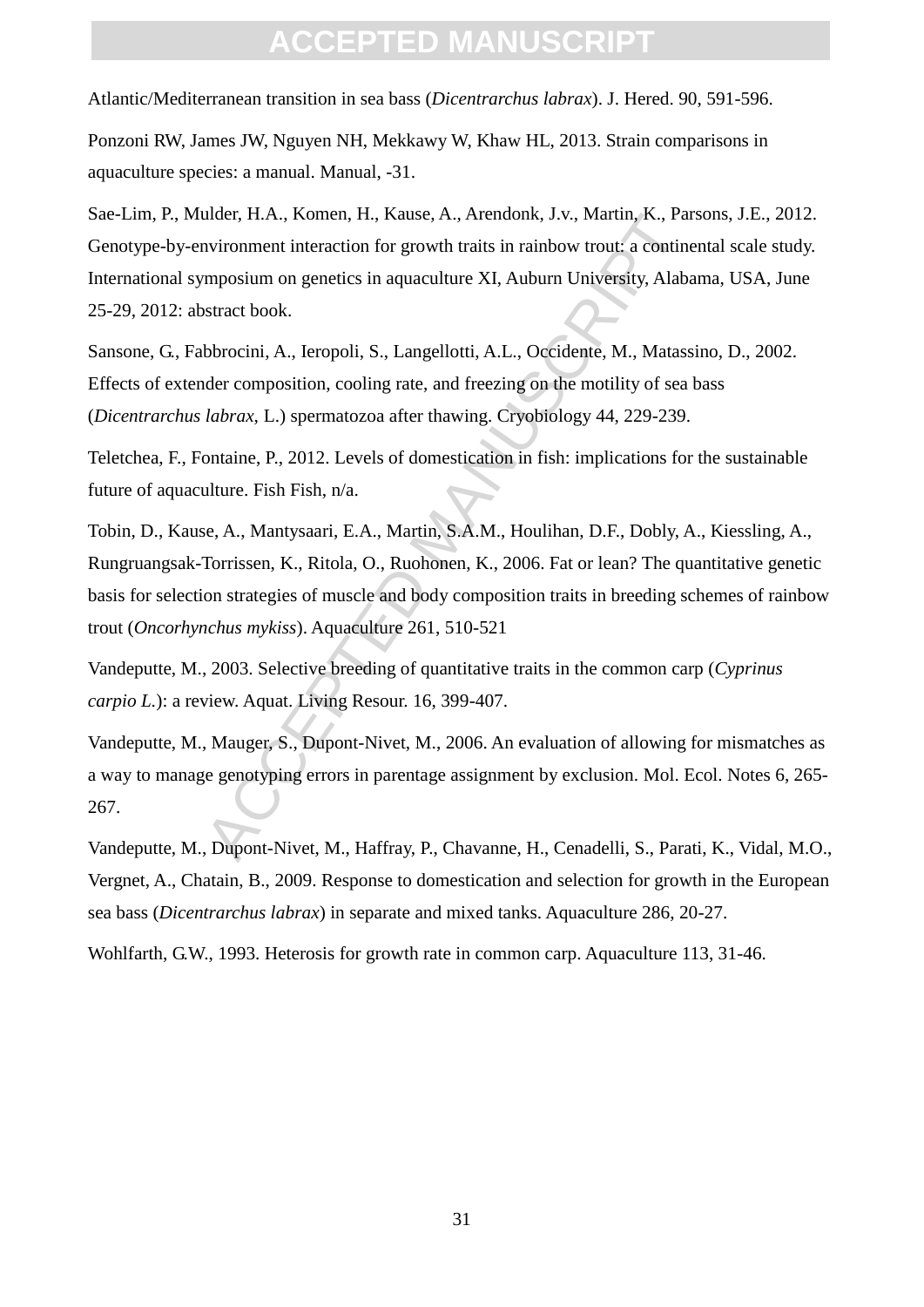Atlantic/Mediterranean transition in sea bass (*Dicentrarchus labrax*). J. Hered. 90, 591-596.

Ponzoni RW, James JW, Nguyen NH, Mekkawy W, Khaw HL, 2013. Strain comparisons in aquaculture species: a manual. Manual, -31.

Sae-Lim, P., Mulder, H.A., Komen, H., Kause, A., Arendonk, J.v., Martin, K., Parsons, J.E., 2012. Genotype-by-environment interaction for growth traits in rainbow trout: a continental scale study. International symposium on genetics in aquaculture XI, Auburn University, Alabama, USA, June 25-29, 2012: abstract book.

Sansone, G., Fabbrocini, A., Ieropoli, S., Langellotti, A.L., Occidente, M., Matassino, D., 2002. Effects of extender composition, cooling rate, and freezing on the motility of sea bass (*Dicentrarchus labrax*, L.) spermatozoa after thawing. Cryobiology 44, 229-239.

Teletchea, F., Fontaine, P., 2012. Levels of domestication in fish: implications for the sustainable future of aquaculture. Fish Fish, n/a.

Tobin, D., Kause, A., Mantysaari, E.A., Martin, S.A.M., Houlihan, D.F., Dobly, A., Kiessling, A., Rungruangsak-Torrissen, K., Ritola, O., Ruohonen, K., 2006. Fat or lean? The quantitative genetic basis for selection strategies of muscle and body composition traits in breeding schemes of rainbow trout (*Oncorhynchus mykiss*). Aquaculture 261, 510-521

Vandeputte, M., 2003. Selective breeding of quantitative traits in the common carp (*Cyprinus carpio L.*): a review. Aquat. Living Resour. 16, 399-407.

Vandeputte, M., Mauger, S., Dupont-Nivet, M., 2006. An evaluation of allowing for mismatches as a way to manage genotyping errors in parentage assignment by exclusion. Mol. Ecol. Notes 6, 265-267.

Vandeputte, M., Dupont-Nivet, M., Haffray, P., Chavanne, H., Cenadelli, S., Parati, K., Vidal, M.O., Vergnet, A., Chatain, B., 2009. Response to domestication and selection for growth in the European sea bass (*Dicentrarchus labrax*) in separate and mixed tanks. Aquaculture 286, 20-27.

Wohlfarth, G.W., 1993. Heterosis for growth rate in common carp. Aquaculture 113, 31-46.